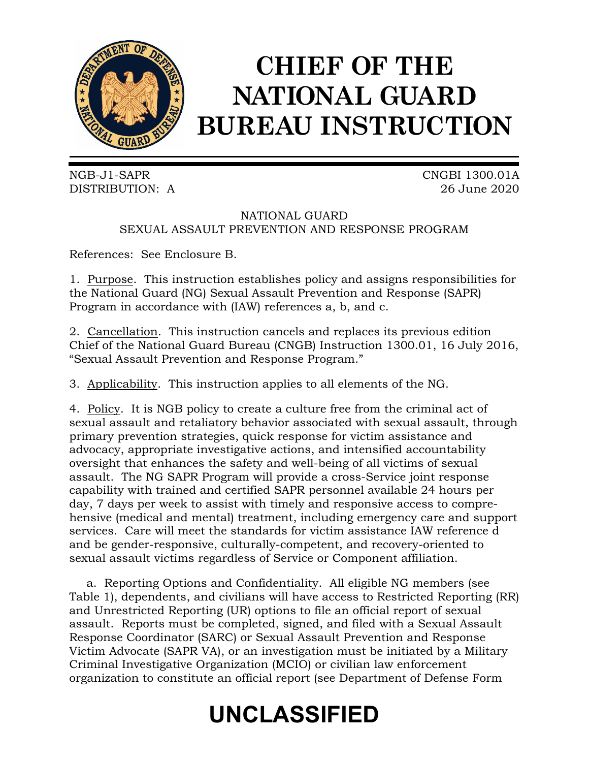# CHIEF OF THE NATIONAL GUARD BUREAU INSTRUCTION

NGB-J1-SAPR
DISTRIBUTION: A

CNGBI 1300.01A
26 June 2020

NATIONAL GUARD
SEXUAL ASSAULT PREVENTION AND RESPONSE PROGRAM

References: See Enclosure B.

1. Purpose. This instruction establishes policy and assigns responsibilities for the National Guard (NG) Sexual Assault Prevention and Response (SAPR) Program in accordance with (IAW) references a, b, and c.

2. Cancellation. This instruction cancels and replaces its previous edition Chief of the National Guard Bureau (CNGB) Instruction 1300.01, 16 July 2016, "Sexual Assault Prevention and Response Program."

3. Applicability. This instruction applies to all elements of the NG.

4. Policy. It is NGB policy to create a culture free from the criminal act of sexual assault and retaliatory behavior associated with sexual assault, through primary prevention strategies, quick response for victim assistance and advocacy, appropriate investigative actions, and intensified accountability oversight that enhances the safety and well-being of all victims of sexual assault. The NG SAPR Program will provide a cross-Service joint response capability with trained and certified SAPR personnel available 24 hours per day, 7 days per week to assist with timely and responsive access to comprehensive (medical and mental) treatment, including emergency care and support services. Care will meet the standards for victim assistance IAW reference d and be gender-responsive, culturally-competent, and recovery-oriented to sexual assault victims regardless of Service or Component affiliation.

a. Reporting Options and Confidentiality. All eligible NG members (see Table 1), dependents, and civilians will have access to Restricted Reporting (RR) and Unrestricted Reporting (UR) options to file an official report of sexual assault. Reports must be completed, signed, and filed with a Sexual Assault Response Coordinator (SARC) or Sexual Assault Prevention and Response Victim Advocate (SAPR VA), or an investigation must be initiated by a Military Criminal Investigative Organization (MCIO) or civilian law enforcement organization to constitute an official report (see Department of Defense Form

**UNCLASSIFIED**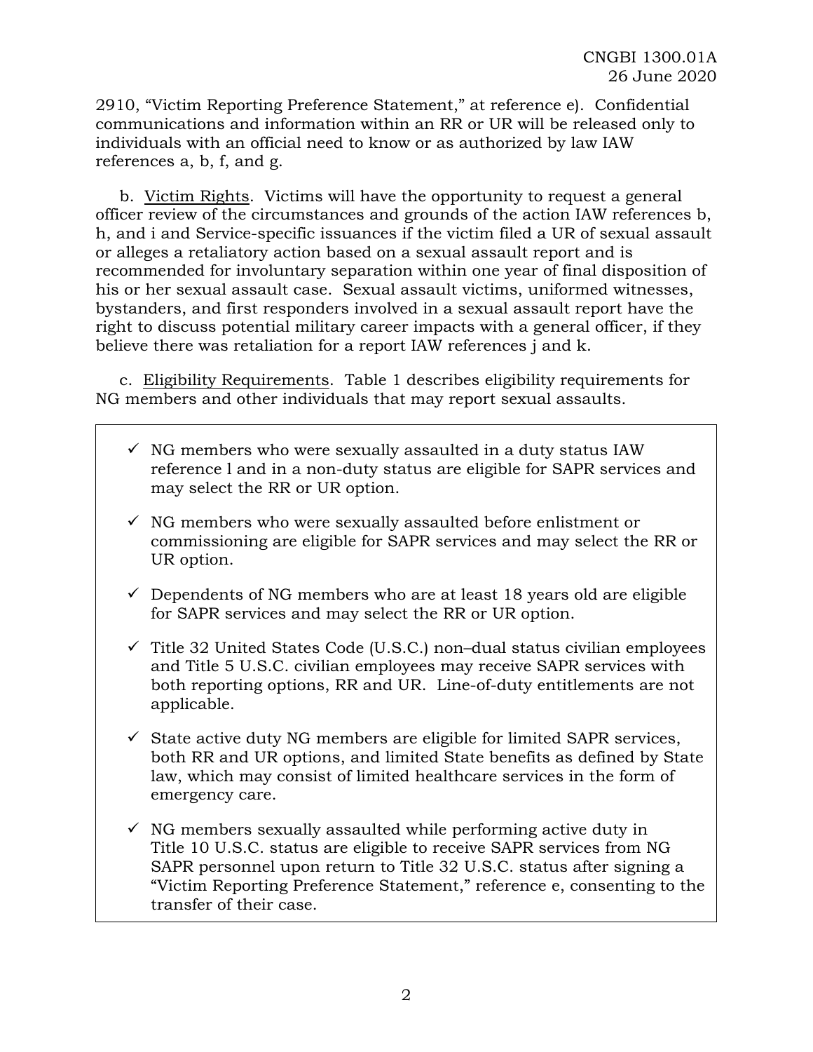2910, "Victim Reporting Preference Statement," at reference e). Confidential communications and information within an RR or UR will be released only to individuals with an official need to know or as authorized by law IAW references a, b, f, and g.

b. Victim Rights. Victims will have the opportunity to request a general officer review of the circumstances and grounds of the action IAW references b, h, and i and Service-specific issuances if the victim filed a UR of sexual assault or alleges a retaliatory action based on a sexual assault report and is recommended for involuntary separation within one year of final disposition of his or her sexual assault case. Sexual assault victims, uniformed witnesses, bystanders, and first responders involved in a sexual assault report have the right to discuss potential military career impacts with a general officer, if they believe there was retaliation for a report IAW references j and k.

c. Eligibility Requirements. Table 1 describes eligibility requirements for NG members and other individuals that may report sexual assaults.

- ✓ NG members who were sexually assaulted in a duty status IAW reference l and in a non-duty status are eligible for SAPR services and may select the RR or UR option.
- ✓ NG members who were sexually assaulted before enlistment or commissioning are eligible for SAPR services and may select the RR or UR option.
- ✓ Dependents of NG members who are at least 18 years old are eligible for SAPR services and may select the RR or UR option.
- ✓ Title 32 United States Code (U.S.C.) non–dual status civilian employees and Title 5 U.S.C. civilian employees may receive SAPR services with both reporting options, RR and UR. Line-of-duty entitlements are not applicable.
- ✓ State active duty NG members are eligible for limited SAPR services, both RR and UR options, and limited State benefits as defined by State law, which may consist of limited healthcare services in the form of emergency care.
- ✓ NG members sexually assaulted while performing active duty in Title 10 U.S.C. status are eligible to receive SAPR services from NG SAPR personnel upon return to Title 32 U.S.C. status after signing a "Victim Reporting Preference Statement," reference e, consenting to the transfer of their case.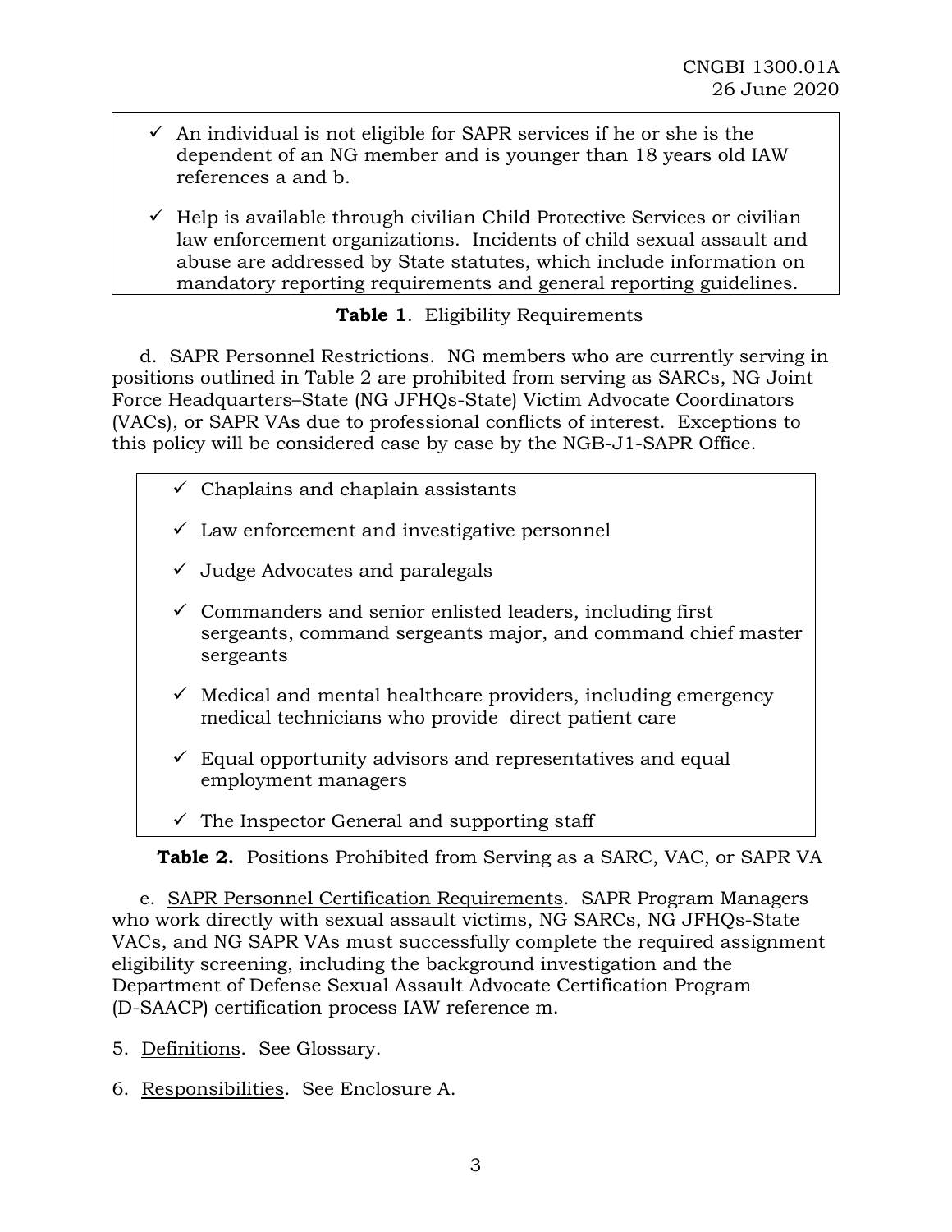- ✓ An individual is not eligible for SAPR services if he or she is the dependent of an NG member and is younger than 18 years old IAW references a and b.
- ✓ Help is available through civilian Child Protective Services or civilian law enforcement organizations. Incidents of child sexual assault and abuse are addressed by State statutes, which include information on mandatory reporting requirements and general reporting guidelines.

**Table 1**. Eligibility Requirements

d. SAPR Personnel Restrictions. NG members who are currently serving in positions outlined in Table 2 are prohibited from serving as SARCs, NG Joint Force Headquarters–State (NG JFHQs-State) Victim Advocate Coordinators (VACs), or SAPR VAs due to professional conflicts of interest. Exceptions to this policy will be considered case by case by the NGB-J1-SAPR Office.

- ✓ Chaplains and chaplain assistants
- ✓ Law enforcement and investigative personnel
- ✓ Judge Advocates and paralegals
- ✓ Commanders and senior enlisted leaders, including first sergeants, command sergeants major, and command chief master sergeants
- ✓ Medical and mental healthcare providers, including emergency medical technicians who provide direct patient care
- ✓ Equal opportunity advisors and representatives and equal employment managers
- ✓ The Inspector General and supporting staff

**Table 2.** Positions Prohibited from Serving as a SARC, VAC, or SAPR VA

e. SAPR Personnel Certification Requirements. SAPR Program Managers who work directly with sexual assault victims, NG SARCs, NG JFHQs-State VACs, and NG SAPR VAs must successfully complete the required assignment eligibility screening, including the background investigation and the Department of Defense Sexual Assault Advocate Certification Program (D-SAACP) certification process IAW reference m.

5. Definitions. See Glossary.

6. Responsibilities. See Enclosure A.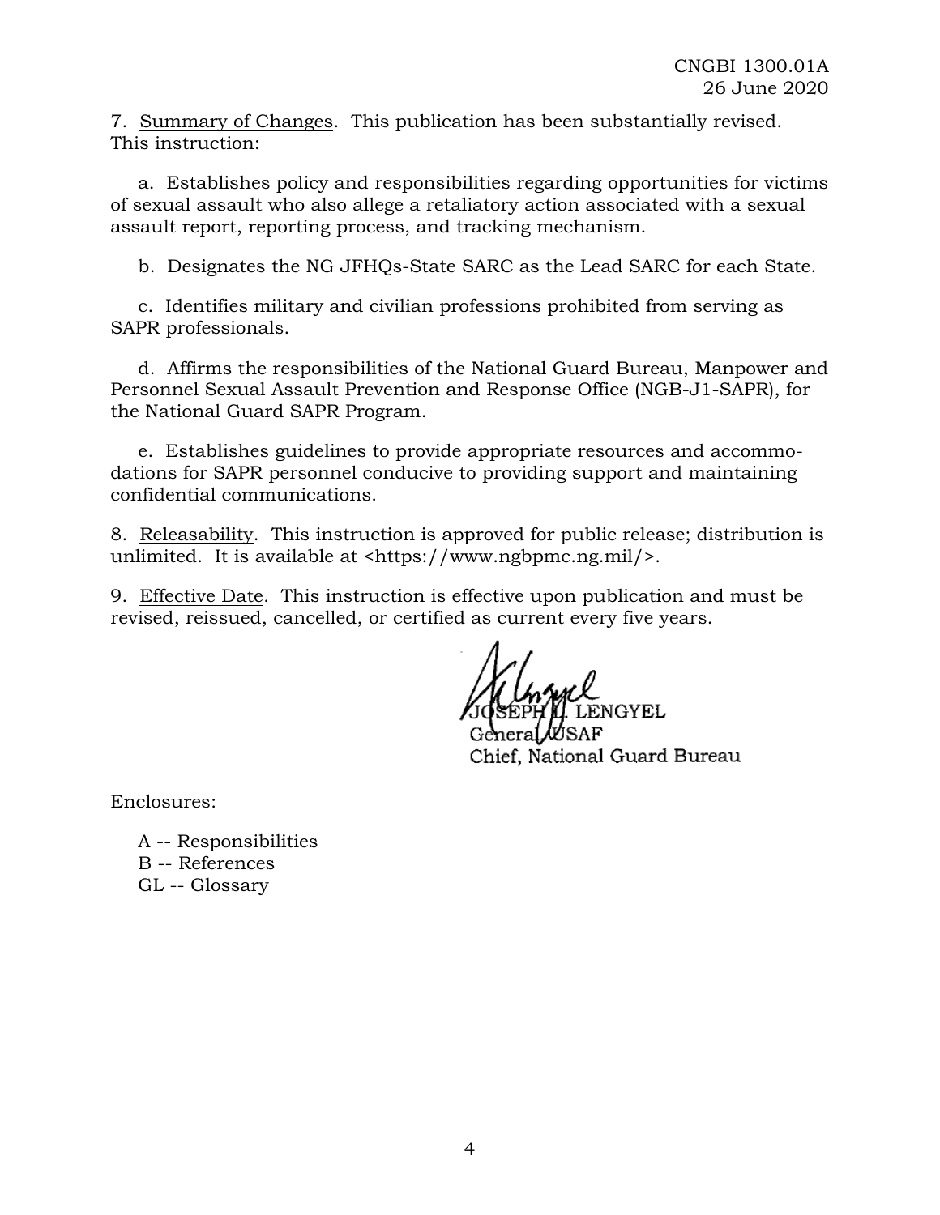7. Summary of Changes. This publication has been substantially revised. This instruction:

a. Establishes policy and responsibilities regarding opportunities for victims of sexual assault who also allege a retaliatory action associated with a sexual assault report, reporting process, and tracking mechanism.

b. Designates the NG JFHQs-State SARC as the Lead SARC for each State.

c. Identifies military and civilian professions prohibited from serving as SAPR professionals.

d. Affirms the responsibilities of the National Guard Bureau, Manpower and Personnel Sexual Assault Prevention and Response Office (NGB-J1-SAPR), for the National Guard SAPR Program.

e. Establishes guidelines to provide appropriate resources and accommodations for SAPR personnel conducive to providing support and maintaining confidential communications.

8. Releasability. This instruction is approved for public release; distribution is unlimited. It is available at <https://www.ngbpmc.ng.mil/>.

9. Effective Date. This instruction is effective upon publication and must be revised, reissued, cancelled, or certified as current every five years.

JOSEPH L. LENGYEL
General, USAF
Chief, National Guard Bureau

Enclosures:

A -- Responsibilities
B -- References
GL -- Glossary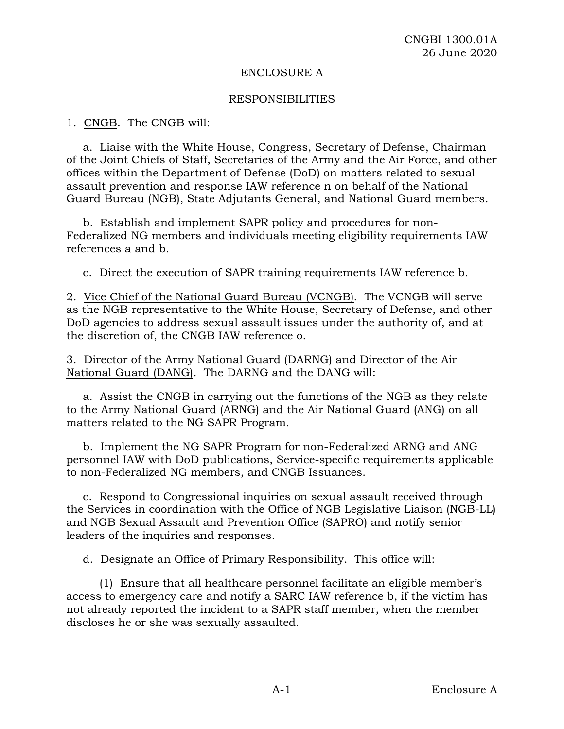# ENCLOSURE A

## RESPONSIBILITIES

1. CNGB. The CNGB will:

   a. Liaise with the White House, Congress, Secretary of Defense, Chairman of the Joint Chiefs of Staff, Secretaries of the Army and the Air Force, and other offices within the Department of Defense (DoD) on matters related to sexual assault prevention and response IAW reference n on behalf of the National Guard Bureau (NGB), State Adjutants General, and National Guard members.

   b. Establish and implement SAPR policy and procedures for non-Federalized NG members and individuals meeting eligibility requirements IAW references a and b.

   c. Direct the execution of SAPR training requirements IAW reference b.

2. Vice Chief of the National Guard Bureau (VCNGB). The VCNGB will serve as the NGB representative to the White House, Secretary of Defense, and other DoD agencies to address sexual assault issues under the authority of, and at the discretion of, the CNGB IAW reference o.

3. Director of the Army National Guard (DARNG) and Director of the Air National Guard (DANG). The DARNG and the DANG will:

   a. Assist the CNGB in carrying out the functions of the NGB as they relate to the Army National Guard (ARNG) and the Air National Guard (ANG) on all matters related to the NG SAPR Program.

   b. Implement the NG SAPR Program for non-Federalized ARNG and ANG personnel IAW with DoD publications, Service-specific requirements applicable to non-Federalized NG members, and CNGB Issuances.

   c. Respond to Congressional inquiries on sexual assault received through the Services in coordination with the Office of NGB Legislative Liaison (NGB-LL) and NGB Sexual Assault and Prevention Office (SAPRO) and notify senior leaders of the inquiries and responses.

   d. Designate an Office of Primary Responsibility. This office will:

      (1) Ensure that all healthcare personnel facilitate an eligible member's access to emergency care and notify a SARC IAW reference b, if the victim has not already reported the incident to a SAPR staff member, when the member discloses he or she was sexually assaulted.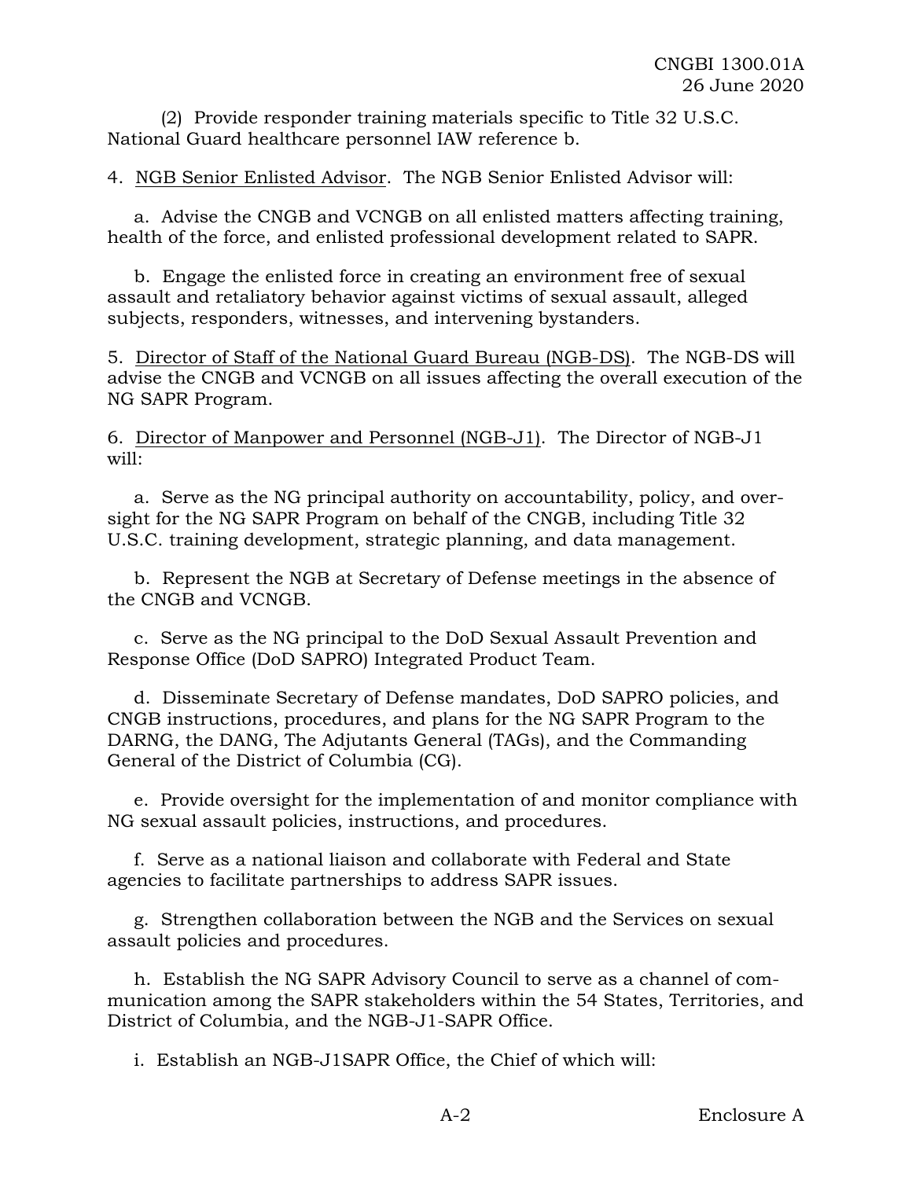(2) Provide responder training materials specific to Title 32 U.S.C. National Guard healthcare personnel IAW reference b.

4. <u>NGB Senior Enlisted Advisor</u>. The NGB Senior Enlisted Advisor will:

a. Advise the CNGB and VCNGB on all enlisted matters affecting training, health of the force, and enlisted professional development related to SAPR.

b. Engage the enlisted force in creating an environment free of sexual assault and retaliatory behavior against victims of sexual assault, alleged subjects, responders, witnesses, and intervening bystanders.

5. <u>Director of Staff of the National Guard Bureau (NGB-DS)</u>. The NGB-DS will advise the CNGB and VCNGB on all issues affecting the overall execution of the NG SAPR Program.

6. <u>Director of Manpower and Personnel (NGB-J1)</u>. The Director of NGB-J1 will:

a. Serve as the NG principal authority on accountability, policy, and oversight for the NG SAPR Program on behalf of the CNGB, including Title 32 U.S.C. training development, strategic planning, and data management.

b. Represent the NGB at Secretary of Defense meetings in the absence of the CNGB and VCNGB.

c. Serve as the NG principal to the DoD Sexual Assault Prevention and Response Office (DoD SAPRO) Integrated Product Team.

d. Disseminate Secretary of Defense mandates, DoD SAPRO policies, and CNGB instructions, procedures, and plans for the NG SAPR Program to the DARNG, the DANG, The Adjutants General (TAGs), and the Commanding General of the District of Columbia (CG).

e. Provide oversight for the implementation of and monitor compliance with NG sexual assault policies, instructions, and procedures.

f. Serve as a national liaison and collaborate with Federal and State agencies to facilitate partnerships to address SAPR issues.

g. Strengthen collaboration between the NGB and the Services on sexual assault policies and procedures.

h. Establish the NG SAPR Advisory Council to serve as a channel of communication among the SAPR stakeholders within the 54 States, Territories, and District of Columbia, and the NGB-J1-SAPR Office.

i. Establish an NGB-J1SAPR Office, the Chief of which will: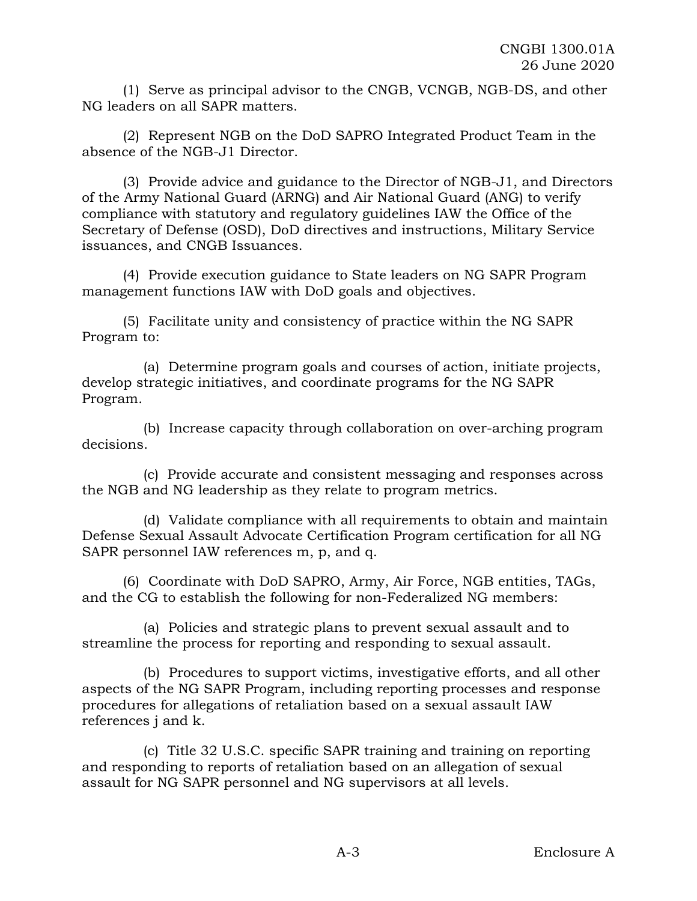(1) Serve as principal advisor to the CNGB, VCNGB, NGB-DS, and other NG leaders on all SAPR matters.

(2) Represent NGB on the DoD SAPRO Integrated Product Team in the absence of the NGB-J1 Director.

(3) Provide advice and guidance to the Director of NGB-J1, and Directors of the Army National Guard (ARNG) and Air National Guard (ANG) to verify compliance with statutory and regulatory guidelines IAW the Office of the Secretary of Defense (OSD), DoD directives and instructions, Military Service issuances, and CNGB Issuances.

(4) Provide execution guidance to State leaders on NG SAPR Program management functions IAW with DoD goals and objectives.

(5) Facilitate unity and consistency of practice within the NG SAPR Program to:

(a) Determine program goals and courses of action, initiate projects, develop strategic initiatives, and coordinate programs for the NG SAPR Program.

(b) Increase capacity through collaboration on over-arching program decisions.

(c) Provide accurate and consistent messaging and responses across the NGB and NG leadership as they relate to program metrics.

(d) Validate compliance with all requirements to obtain and maintain Defense Sexual Assault Advocate Certification Program certification for all NG SAPR personnel IAW references m, p, and q.

(6) Coordinate with DoD SAPRO, Army, Air Force, NGB entities, TAGs, and the CG to establish the following for non-Federalized NG members:

(a) Policies and strategic plans to prevent sexual assault and to streamline the process for reporting and responding to sexual assault.

(b) Procedures to support victims, investigative efforts, and all other aspects of the NG SAPR Program, including reporting processes and response procedures for allegations of retaliation based on a sexual assault IAW references j and k.

(c) Title 32 U.S.C. specific SAPR training and training on reporting and responding to reports of retaliation based on an allegation of sexual assault for NG SAPR personnel and NG supervisors at all levels.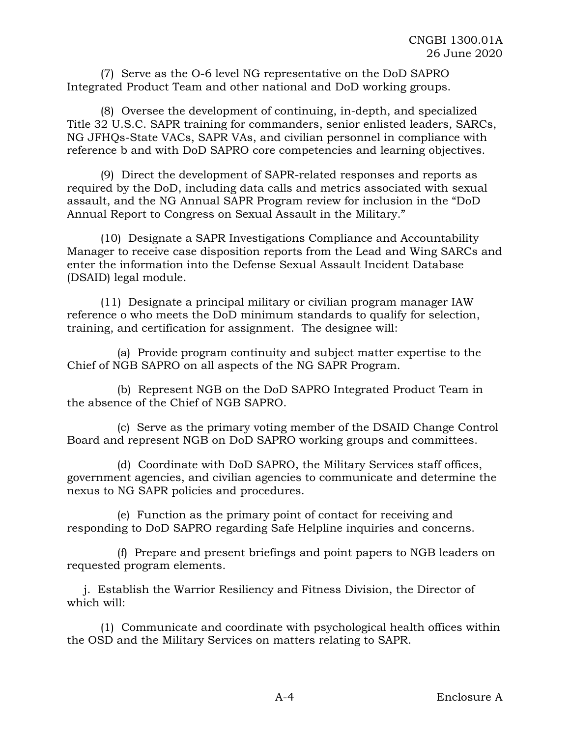(7) Serve as the O-6 level NG representative on the DoD SAPRO Integrated Product Team and other national and DoD working groups.

(8) Oversee the development of continuing, in-depth, and specialized Title 32 U.S.C. SAPR training for commanders, senior enlisted leaders, SARCs, NG JFHQs-State VACs, SAPR VAs, and civilian personnel in compliance with reference b and with DoD SAPRO core competencies and learning objectives.

(9) Direct the development of SAPR-related responses and reports as required by the DoD, including data calls and metrics associated with sexual assault, and the NG Annual SAPR Program review for inclusion in the "DoD Annual Report to Congress on Sexual Assault in the Military."

(10) Designate a SAPR Investigations Compliance and Accountability Manager to receive case disposition reports from the Lead and Wing SARCs and enter the information into the Defense Sexual Assault Incident Database (DSAID) legal module.

(11) Designate a principal military or civilian program manager IAW reference o who meets the DoD minimum standards to qualify for selection, training, and certification for assignment. The designee will:

(a) Provide program continuity and subject matter expertise to the Chief of NGB SAPRO on all aspects of the NG SAPR Program.

(b) Represent NGB on the DoD SAPRO Integrated Product Team in the absence of the Chief of NGB SAPRO.

(c) Serve as the primary voting member of the DSAID Change Control Board and represent NGB on DoD SAPRO working groups and committees.

(d) Coordinate with DoD SAPRO, the Military Services staff offices, government agencies, and civilian agencies to communicate and determine the nexus to NG SAPR policies and procedures.

(e) Function as the primary point of contact for receiving and responding to DoD SAPRO regarding Safe Helpline inquiries and concerns.

(f) Prepare and present briefings and point papers to NGB leaders on requested program elements.

j. Establish the Warrior Resiliency and Fitness Division, the Director of which will:

(1) Communicate and coordinate with psychological health offices within the OSD and the Military Services on matters relating to SAPR.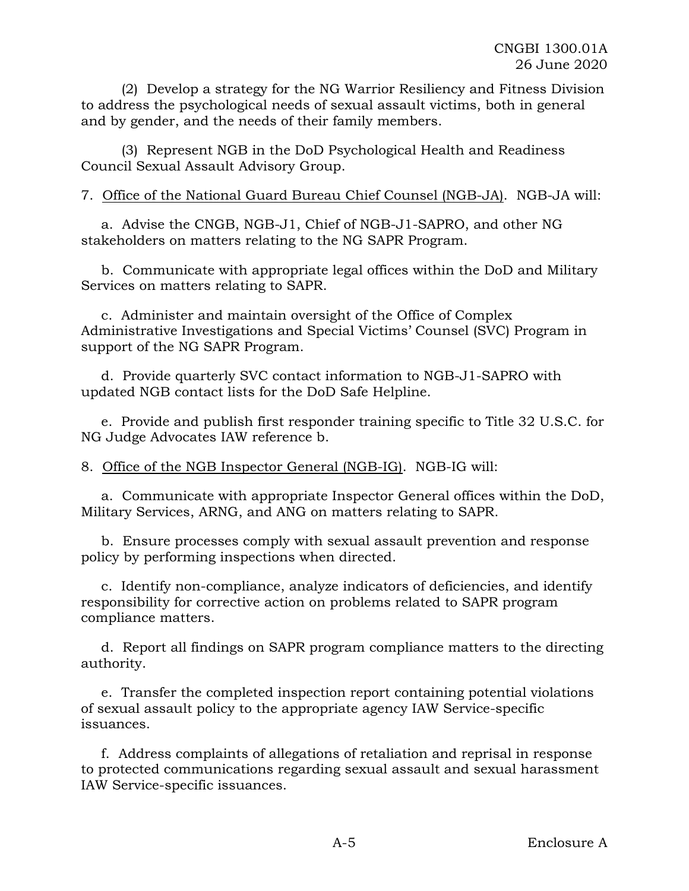(2) Develop a strategy for the NG Warrior Resiliency and Fitness Division to address the psychological needs of sexual assault victims, both in general and by gender, and the needs of their family members.

(3) Represent NGB in the DoD Psychological Health and Readiness Council Sexual Assault Advisory Group.

7. Office of the National Guard Bureau Chief Counsel (NGB-JA). NGB-JA will:

a. Advise the CNGB, NGB-J1, Chief of NGB-J1-SAPRO, and other NG stakeholders on matters relating to the NG SAPR Program.

b. Communicate with appropriate legal offices within the DoD and Military Services on matters relating to SAPR.

c. Administer and maintain oversight of the Office of Complex Administrative Investigations and Special Victims' Counsel (SVC) Program in support of the NG SAPR Program.

d. Provide quarterly SVC contact information to NGB-J1-SAPRO with updated NGB contact lists for the DoD Safe Helpline.

e. Provide and publish first responder training specific to Title 32 U.S.C. for NG Judge Advocates IAW reference b.

8. Office of the NGB Inspector General (NGB-IG). NGB-IG will:

a. Communicate with appropriate Inspector General offices within the DoD, Military Services, ARNG, and ANG on matters relating to SAPR.

b. Ensure processes comply with sexual assault prevention and response policy by performing inspections when directed.

c. Identify non-compliance, analyze indicators of deficiencies, and identify responsibility for corrective action on problems related to SAPR program compliance matters.

d. Report all findings on SAPR program compliance matters to the directing authority.

e. Transfer the completed inspection report containing potential violations of sexual assault policy to the appropriate agency IAW Service-specific issuances.

f. Address complaints of allegations of retaliation and reprisal in response to protected communications regarding sexual assault and sexual harassment IAW Service-specific issuances.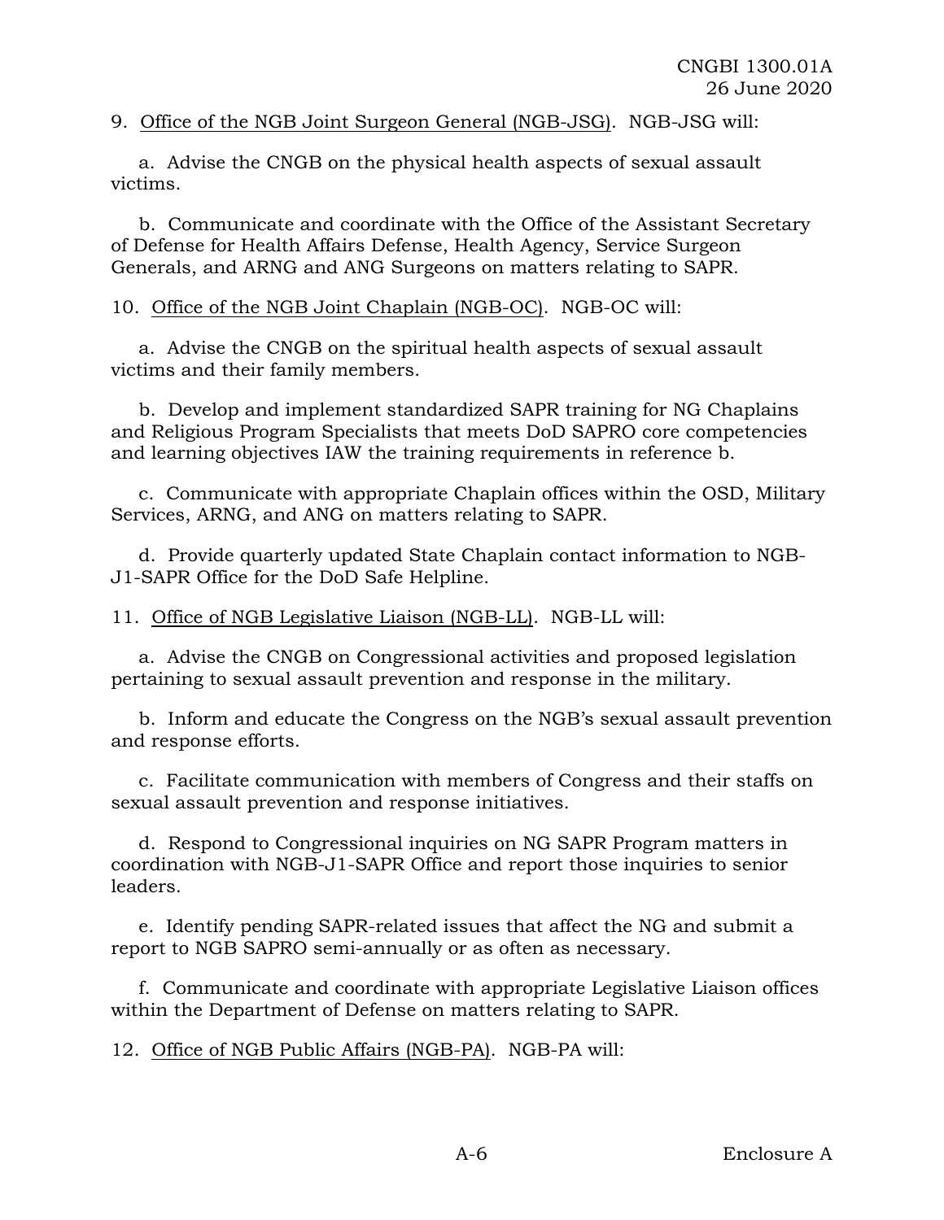9. Office of the NGB Joint Surgeon General (NGB-JSG). NGB-JSG will:

a. Advise the CNGB on the physical health aspects of sexual assault victims.

b. Communicate and coordinate with the Office of the Assistant Secretary of Defense for Health Affairs Defense, Health Agency, Service Surgeon Generals, and ARNG and ANG Surgeons on matters relating to SAPR.

10. Office of the NGB Joint Chaplain (NGB-OC). NGB-OC will:

a. Advise the CNGB on the spiritual health aspects of sexual assault victims and their family members.

b. Develop and implement standardized SAPR training for NG Chaplains and Religious Program Specialists that meets DoD SAPRO core competencies and learning objectives IAW the training requirements in reference b.

c. Communicate with appropriate Chaplain offices within the OSD, Military Services, ARNG, and ANG on matters relating to SAPR.

d. Provide quarterly updated State Chaplain contact information to NGB-J1-SAPR Office for the DoD Safe Helpline.

11. Office of NGB Legislative Liaison (NGB-LL). NGB-LL will:

a. Advise the CNGB on Congressional activities and proposed legislation pertaining to sexual assault prevention and response in the military.

b. Inform and educate the Congress on the NGB's sexual assault prevention and response efforts.

c. Facilitate communication with members of Congress and their staffs on sexual assault prevention and response initiatives.

d. Respond to Congressional inquiries on NG SAPR Program matters in coordination with NGB-J1-SAPR Office and report those inquiries to senior leaders.

e. Identify pending SAPR-related issues that affect the NG and submit a report to NGB SAPRO semi-annually or as often as necessary.

f. Communicate and coordinate with appropriate Legislative Liaison offices within the Department of Defense on matters relating to SAPR.

12. Office of NGB Public Affairs (NGB-PA). NGB-PA will: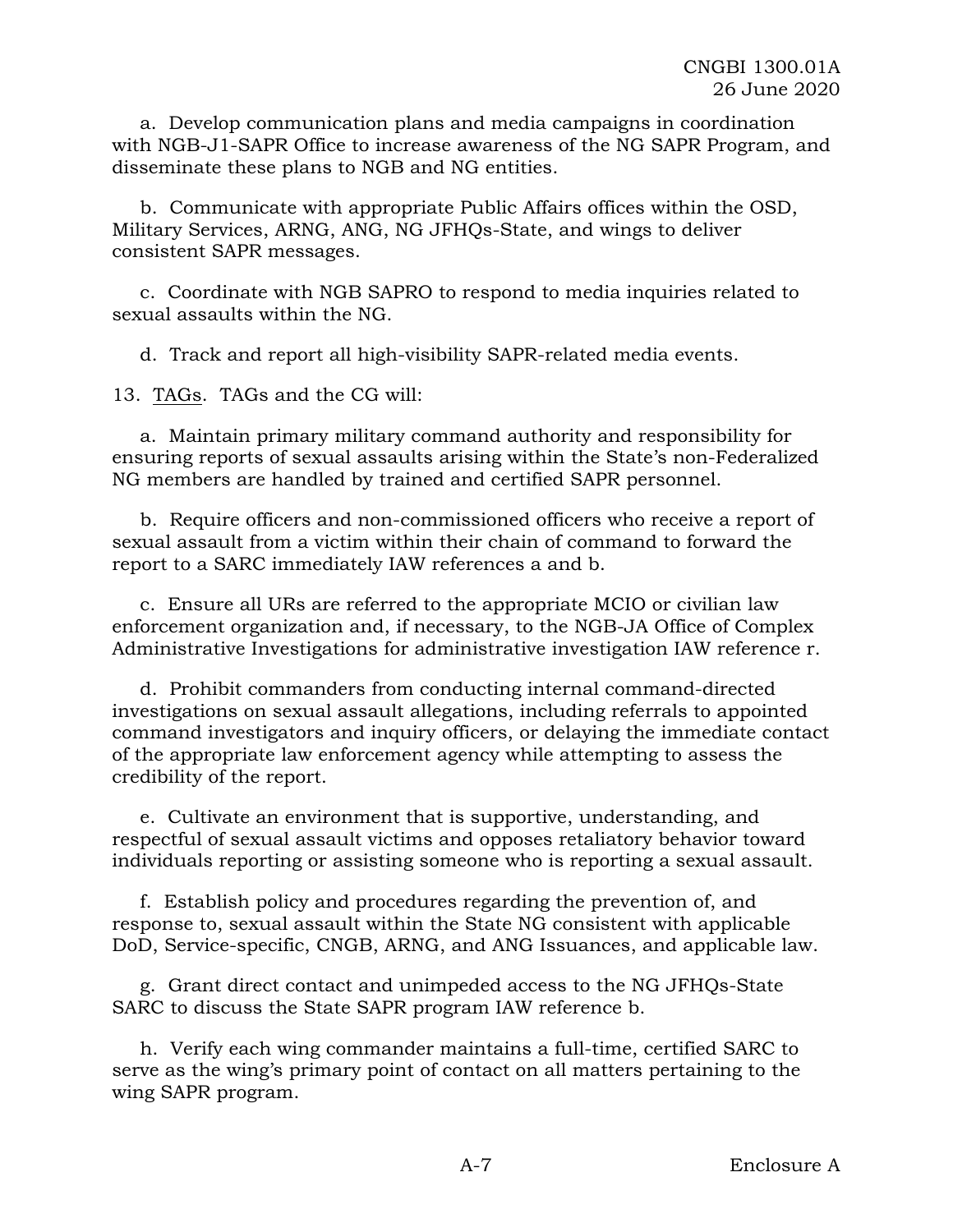a. Develop communication plans and media campaigns in coordination with NGB-J1-SAPR Office to increase awareness of the NG SAPR Program, and disseminate these plans to NGB and NG entities.

b. Communicate with appropriate Public Affairs offices within the OSD, Military Services, ARNG, ANG, NG JFHQs-State, and wings to deliver consistent SAPR messages.

c. Coordinate with NGB SAPRO to respond to media inquiries related to sexual assaults within the NG.

d. Track and report all high-visibility SAPR-related media events.

13. TAGs. TAGs and the CG will:

a. Maintain primary military command authority and responsibility for ensuring reports of sexual assaults arising within the State's non-Federalized NG members are handled by trained and certified SAPR personnel.

b. Require officers and non-commissioned officers who receive a report of sexual assault from a victim within their chain of command to forward the report to a SARC immediately IAW references a and b.

c. Ensure all URs are referred to the appropriate MCIO or civilian law enforcement organization and, if necessary, to the NGB-JA Office of Complex Administrative Investigations for administrative investigation IAW reference r.

d. Prohibit commanders from conducting internal command-directed investigations on sexual assault allegations, including referrals to appointed command investigators and inquiry officers, or delaying the immediate contact of the appropriate law enforcement agency while attempting to assess the credibility of the report.

e. Cultivate an environment that is supportive, understanding, and respectful of sexual assault victims and opposes retaliatory behavior toward individuals reporting or assisting someone who is reporting a sexual assault.

f. Establish policy and procedures regarding the prevention of, and response to, sexual assault within the State NG consistent with applicable DoD, Service-specific, CNGB, ARNG, and ANG Issuances, and applicable law.

g. Grant direct contact and unimpeded access to the NG JFHQs-State SARC to discuss the State SAPR program IAW reference b.

h. Verify each wing commander maintains a full-time, certified SARC to serve as the wing's primary point of contact on all matters pertaining to the wing SAPR program.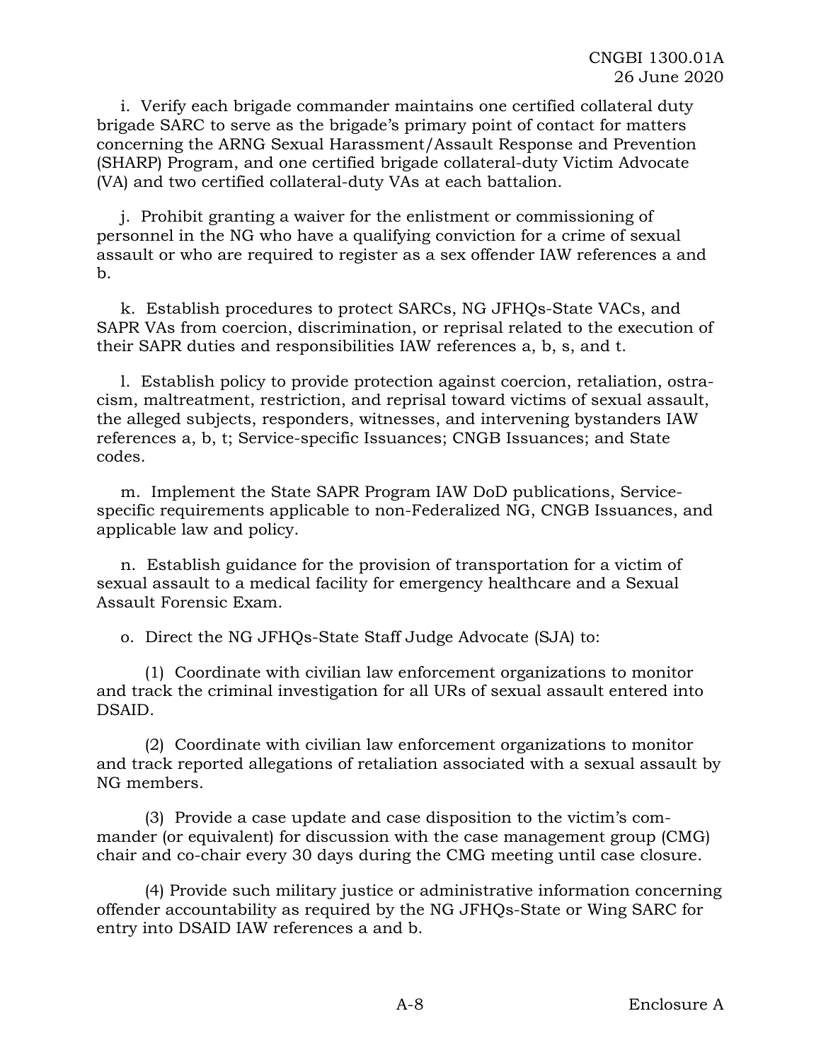i. Verify each brigade commander maintains one certified collateral duty brigade SARC to serve as the brigade's primary point of contact for matters concerning the ARNG Sexual Harassment/Assault Response and Prevention (SHARP) Program, and one certified brigade collateral-duty Victim Advocate (VA) and two certified collateral-duty VAs at each battalion.

j. Prohibit granting a waiver for the enlistment or commissioning of personnel in the NG who have a qualifying conviction for a crime of sexual assault or who are required to register as a sex offender IAW references a and b.

k. Establish procedures to protect SARCs, NG JFHQs-State VACs, and SAPR VAs from coercion, discrimination, or reprisal related to the execution of their SAPR duties and responsibilities IAW references a, b, s, and t.

l. Establish policy to provide protection against coercion, retaliation, ostracism, maltreatment, restriction, and reprisal toward victims of sexual assault, the alleged subjects, responders, witnesses, and intervening bystanders IAW references a, b, t; Service-specific Issuances; CNGB Issuances; and State codes.

m. Implement the State SAPR Program IAW DoD publications, Service-specific requirements applicable to non-Federalized NG, CNGB Issuances, and applicable law and policy.

n. Establish guidance for the provision of transportation for a victim of sexual assault to a medical facility for emergency healthcare and a Sexual Assault Forensic Exam.

o. Direct the NG JFHQs-State Staff Judge Advocate (SJA) to:

(1) Coordinate with civilian law enforcement organizations to monitor and track the criminal investigation for all URs of sexual assault entered into DSAID.

(2) Coordinate with civilian law enforcement organizations to monitor and track reported allegations of retaliation associated with a sexual assault by NG members.

(3) Provide a case update and case disposition to the victim's commander (or equivalent) for discussion with the case management group (CMG) chair and co-chair every 30 days during the CMG meeting until case closure.

(4) Provide such military justice or administrative information concerning offender accountability as required by the NG JFHQs-State or Wing SARC for entry into DSAID IAW references a and b.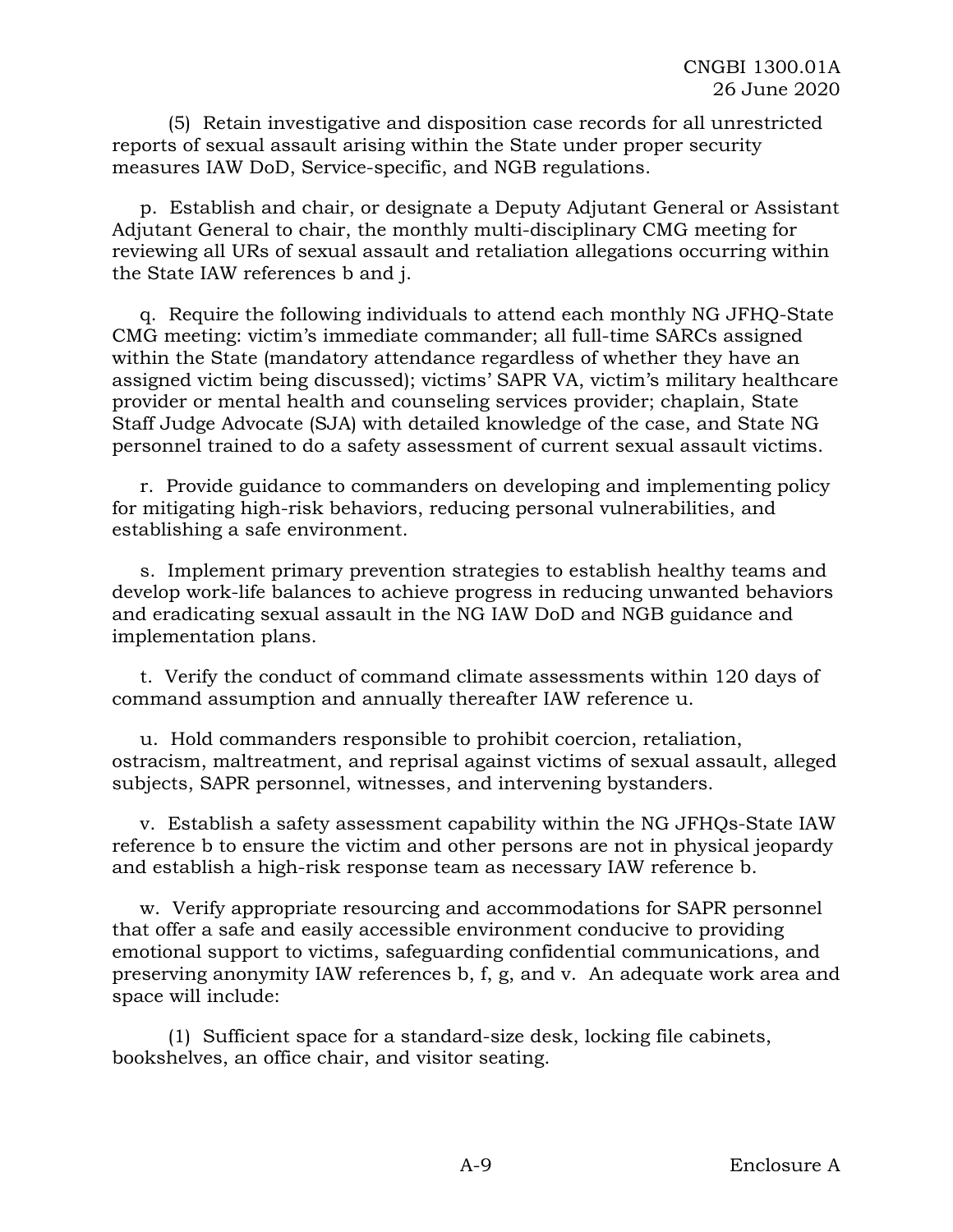(5) Retain investigative and disposition case records for all unrestricted reports of sexual assault arising within the State under proper security measures IAW DoD, Service-specific, and NGB regulations.

p. Establish and chair, or designate a Deputy Adjutant General or Assistant Adjutant General to chair, the monthly multi-disciplinary CMG meeting for reviewing all URs of sexual assault and retaliation allegations occurring within the State IAW references b and j.

q. Require the following individuals to attend each monthly NG JFHQ-State CMG meeting: victim's immediate commander; all full-time SARCs assigned within the State (mandatory attendance regardless of whether they have an assigned victim being discussed); victims' SAPR VA, victim's military healthcare provider or mental health and counseling services provider; chaplain, State Staff Judge Advocate (SJA) with detailed knowledge of the case, and State NG personnel trained to do a safety assessment of current sexual assault victims.

r. Provide guidance to commanders on developing and implementing policy for mitigating high-risk behaviors, reducing personal vulnerabilities, and establishing a safe environment.

s. Implement primary prevention strategies to establish healthy teams and develop work-life balances to achieve progress in reducing unwanted behaviors and eradicating sexual assault in the NG IAW DoD and NGB guidance and implementation plans.

t. Verify the conduct of command climate assessments within 120 days of command assumption and annually thereafter IAW reference u.

u. Hold commanders responsible to prohibit coercion, retaliation, ostracism, maltreatment, and reprisal against victims of sexual assault, alleged subjects, SAPR personnel, witnesses, and intervening bystanders.

v. Establish a safety assessment capability within the NG JFHQs-State IAW reference b to ensure the victim and other persons are not in physical jeopardy and establish a high-risk response team as necessary IAW reference b.

w. Verify appropriate resourcing and accommodations for SAPR personnel that offer a safe and easily accessible environment conducive to providing emotional support to victims, safeguarding confidential communications, and preserving anonymity IAW references b, f, g, and v. An adequate work area and space will include:

(1) Sufficient space for a standard-size desk, locking file cabinets, bookshelves, an office chair, and visitor seating.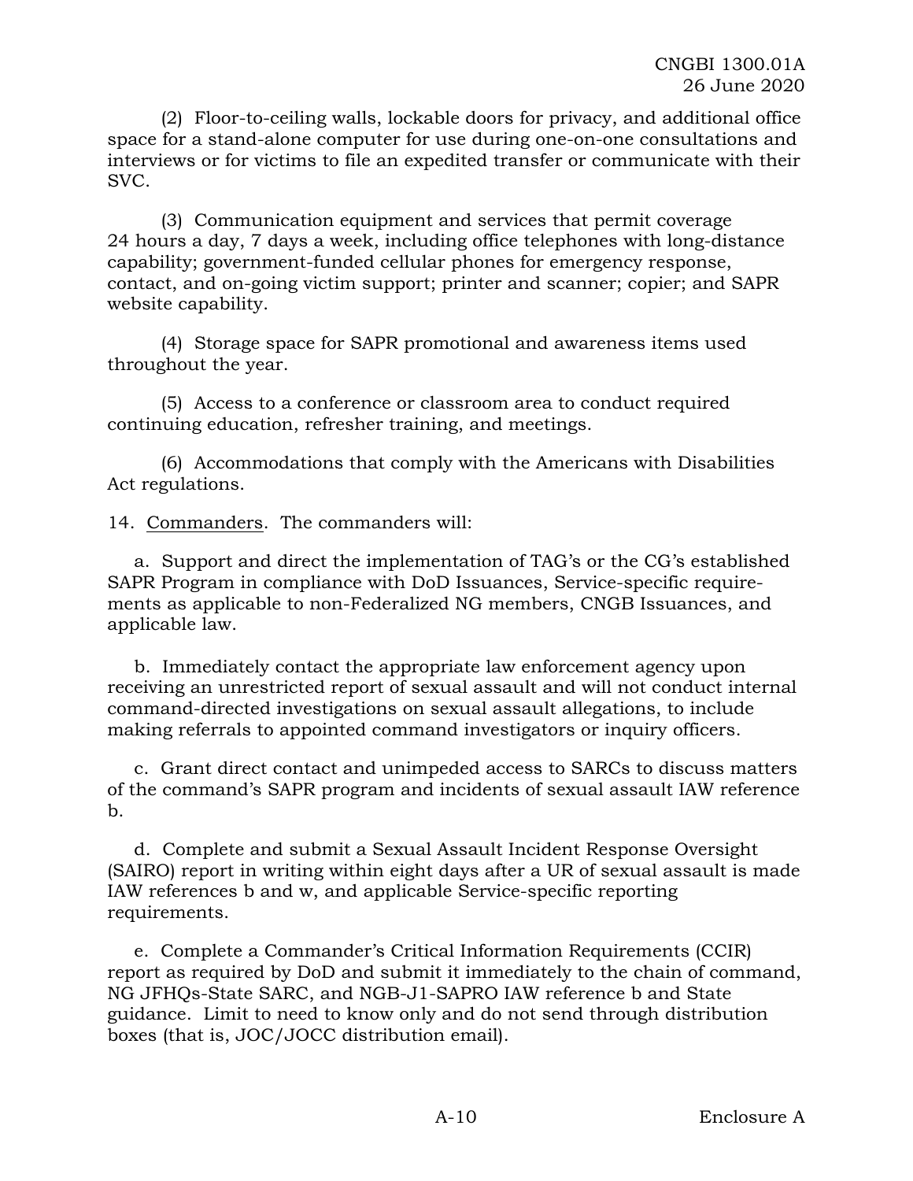(2) Floor-to-ceiling walls, lockable doors for privacy, and additional office space for a stand-alone computer for use during one-on-one consultations and interviews or for victims to file an expedited transfer or communicate with their SVC.

(3) Communication equipment and services that permit coverage 24 hours a day, 7 days a week, including office telephones with long-distance capability; government-funded cellular phones for emergency response, contact, and on-going victim support; printer and scanner; copier; and SAPR website capability.

(4) Storage space for SAPR promotional and awareness items used throughout the year.

(5) Access to a conference or classroom area to conduct required continuing education, refresher training, and meetings.

(6) Accommodations that comply with the Americans with Disabilities Act regulations.

14. Commanders. The commanders will:

a. Support and direct the implementation of TAG's or the CG's established SAPR Program in compliance with DoD Issuances, Service-specific requirements as applicable to non-Federalized NG members, CNGB Issuances, and applicable law.

b. Immediately contact the appropriate law enforcement agency upon receiving an unrestricted report of sexual assault and will not conduct internal command-directed investigations on sexual assault allegations, to include making referrals to appointed command investigators or inquiry officers.

c. Grant direct contact and unimpeded access to SARCs to discuss matters of the command's SAPR program and incidents of sexual assault IAW reference b.

d. Complete and submit a Sexual Assault Incident Response Oversight (SAIRO) report in writing within eight days after a UR of sexual assault is made IAW references b and w, and applicable Service-specific reporting requirements.

e. Complete a Commander's Critical Information Requirements (CCIR) report as required by DoD and submit it immediately to the chain of command, NG JFHQs-State SARC, and NGB-J1-SAPRO IAW reference b and State guidance. Limit to need to know only and do not send through distribution boxes (that is, JOC/JOCC distribution email).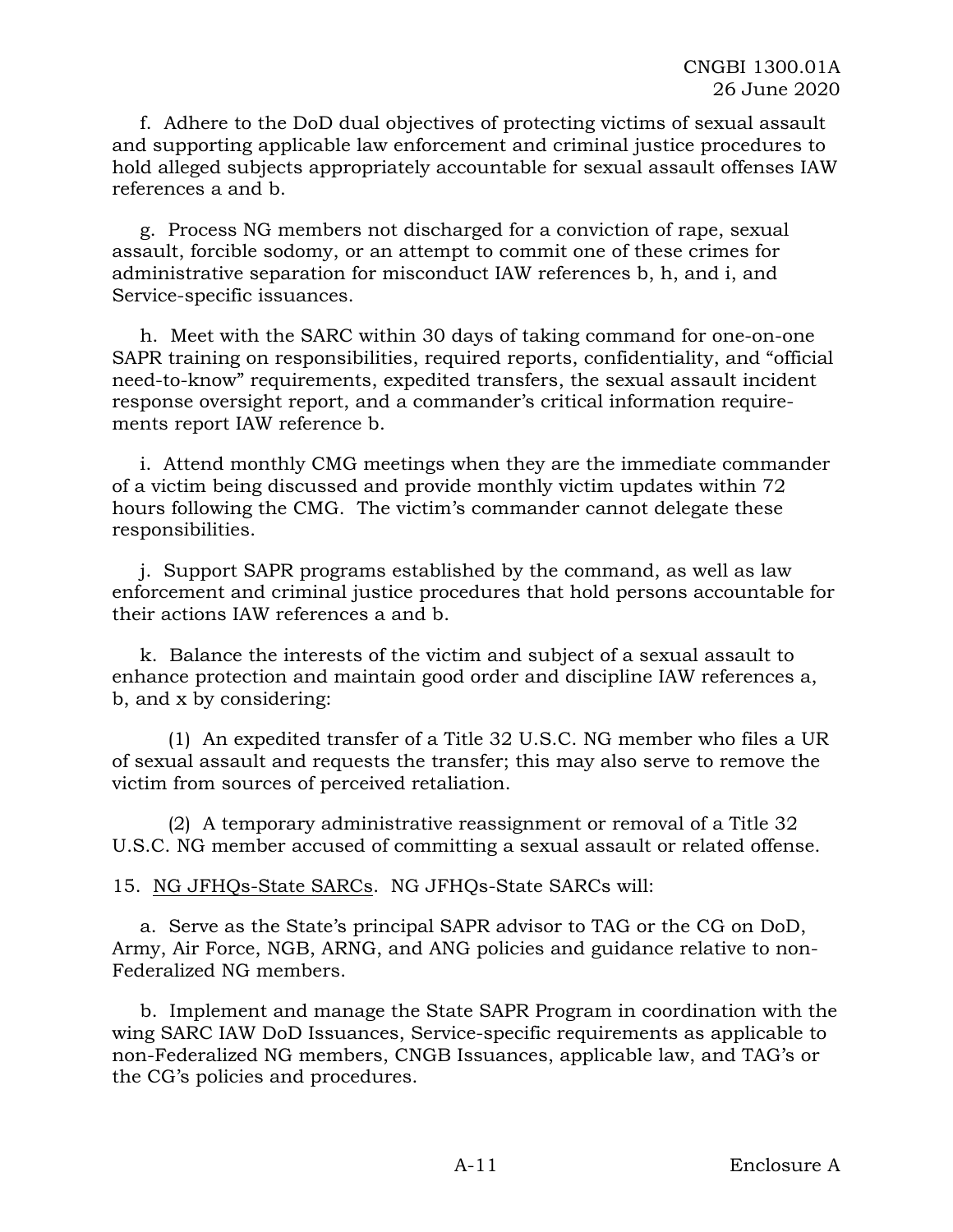f. Adhere to the DoD dual objectives of protecting victims of sexual assault and supporting applicable law enforcement and criminal justice procedures to hold alleged subjects appropriately accountable for sexual assault offenses IAW references a and b.

g. Process NG members not discharged for a conviction of rape, sexual assault, forcible sodomy, or an attempt to commit one of these crimes for administrative separation for misconduct IAW references b, h, and i, and Service-specific issuances.

h. Meet with the SARC within 30 days of taking command for one-on-one SAPR training on responsibilities, required reports, confidentiality, and "official need-to-know" requirements, expedited transfers, the sexual assault incident response oversight report, and a commander's critical information requirements report IAW reference b.

i. Attend monthly CMG meetings when they are the immediate commander of a victim being discussed and provide monthly victim updates within 72 hours following the CMG. The victim's commander cannot delegate these responsibilities.

j. Support SAPR programs established by the command, as well as law enforcement and criminal justice procedures that hold persons accountable for their actions IAW references a and b.

k. Balance the interests of the victim and subject of a sexual assault to enhance protection and maintain good order and discipline IAW references a, b, and x by considering:

(1) An expedited transfer of a Title 32 U.S.C. NG member who files a UR of sexual assault and requests the transfer; this may also serve to remove the victim from sources of perceived retaliation.

(2) A temporary administrative reassignment or removal of a Title 32 U.S.C. NG member accused of committing a sexual assault or related offense.

15. NG JFHQs-State SARCs. NG JFHQs-State SARCs will:

a. Serve as the State's principal SAPR advisor to TAG or the CG on DoD, Army, Air Force, NGB, ARNG, and ANG policies and guidance relative to non-Federalized NG members.

b. Implement and manage the State SAPR Program in coordination with the wing SARC IAW DoD Issuances, Service-specific requirements as applicable to non-Federalized NG members, CNGB Issuances, applicable law, and TAG's or the CG's policies and procedures.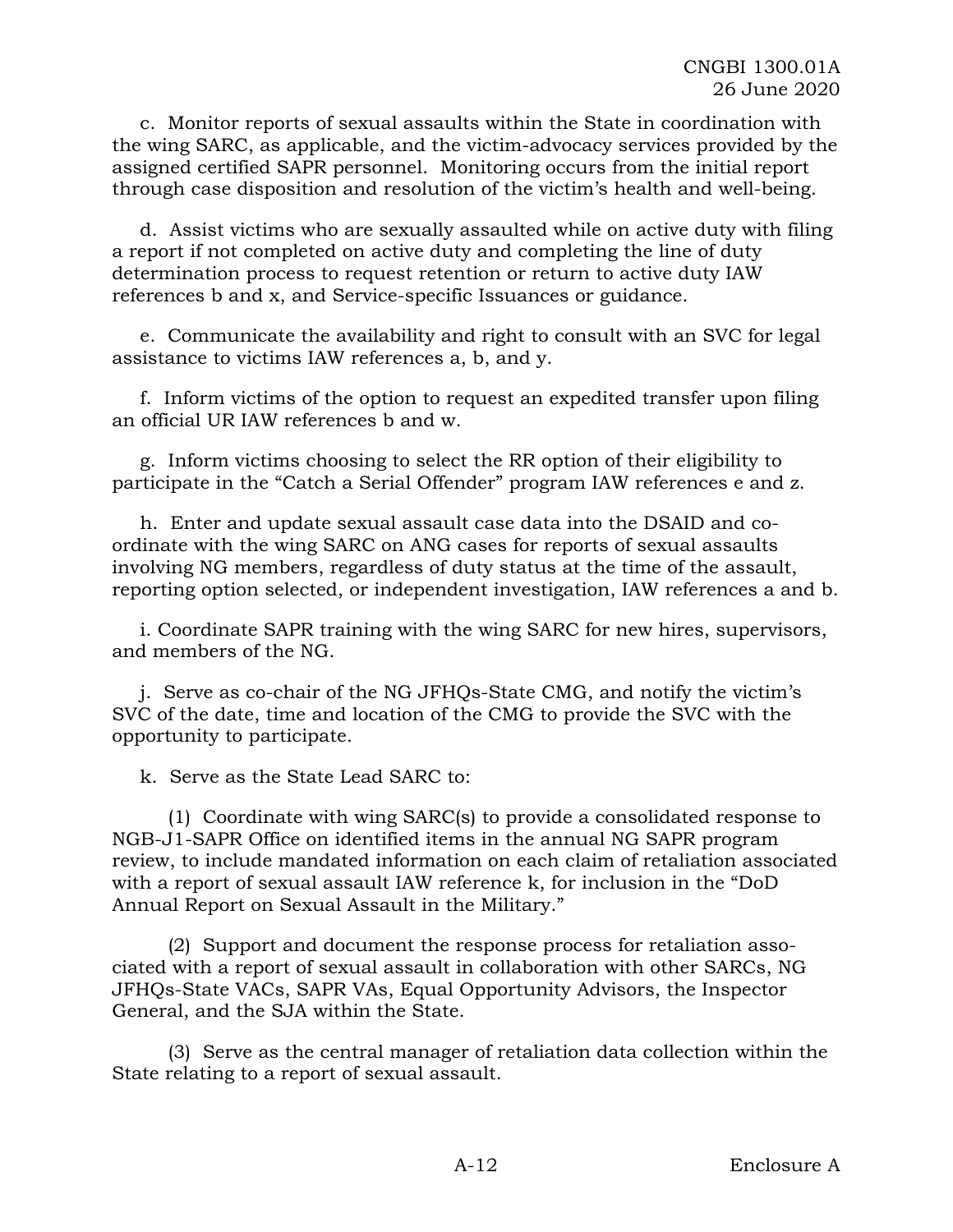c. Monitor reports of sexual assaults within the State in coordination with the wing SARC, as applicable, and the victim-advocacy services provided by the assigned certified SAPR personnel. Monitoring occurs from the initial report through case disposition and resolution of the victim's health and well-being.

d. Assist victims who are sexually assaulted while on active duty with filing a report if not completed on active duty and completing the line of duty determination process to request retention or return to active duty IAW references b and x, and Service-specific Issuances or guidance.

e. Communicate the availability and right to consult with an SVC for legal assistance to victims IAW references a, b, and y.

f. Inform victims of the option to request an expedited transfer upon filing an official UR IAW references b and w.

g. Inform victims choosing to select the RR option of their eligibility to participate in the "Catch a Serial Offender" program IAW references e and z.

h. Enter and update sexual assault case data into the DSAID and co-ordinate with the wing SARC on ANG cases for reports of sexual assaults involving NG members, regardless of duty status at the time of the assault, reporting option selected, or independent investigation, IAW references a and b.

i. Coordinate SAPR training with the wing SARC for new hires, supervisors, and members of the NG.

j. Serve as co-chair of the NG JFHQs-State CMG, and notify the victim's SVC of the date, time and location of the CMG to provide the SVC with the opportunity to participate.

k. Serve as the State Lead SARC to:

(1) Coordinate with wing SARC(s) to provide a consolidated response to NGB-J1-SAPR Office on identified items in the annual NG SAPR program review, to include mandated information on each claim of retaliation associated with a report of sexual assault IAW reference k, for inclusion in the "DoD Annual Report on Sexual Assault in the Military."

(2) Support and document the response process for retaliation associated with a report of sexual assault in collaboration with other SARCs, NG JFHQs-State VACs, SAPR VAs, Equal Opportunity Advisors, the Inspector General, and the SJA within the State.

(3) Serve as the central manager of retaliation data collection within the State relating to a report of sexual assault.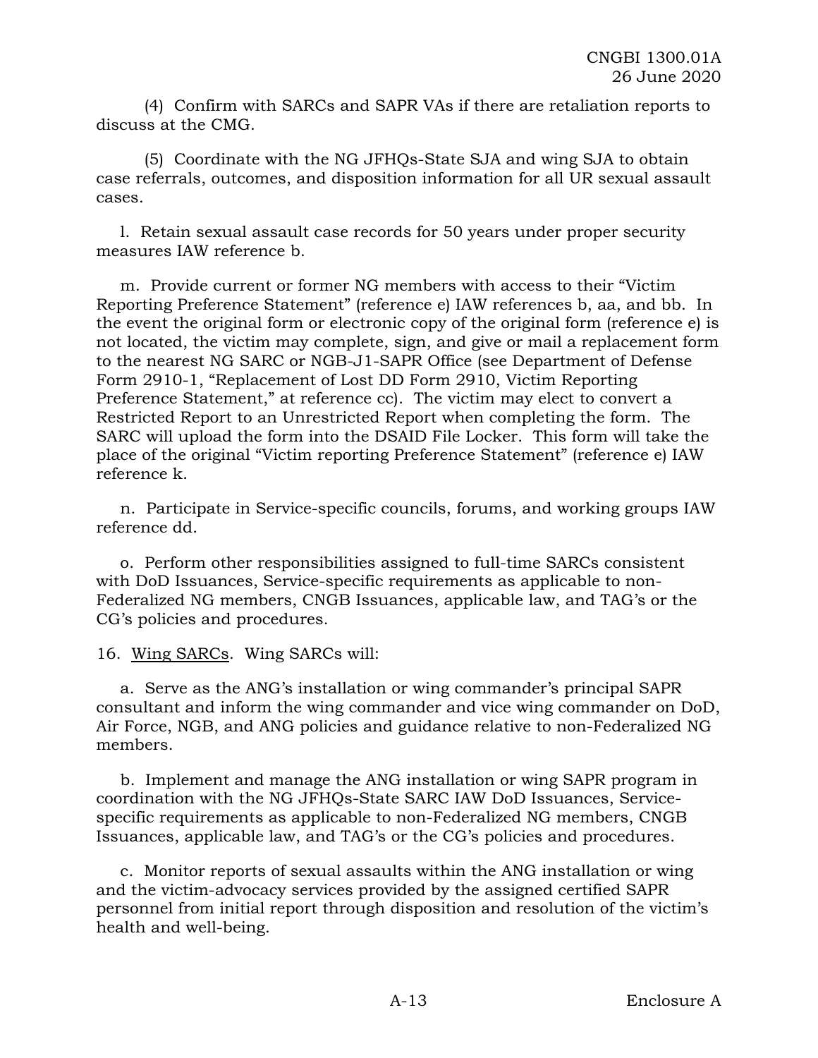(4) Confirm with SARCs and SAPR VAs if there are retaliation reports to discuss at the CMG.

(5) Coordinate with the NG JFHQs-State SJA and wing SJA to obtain case referrals, outcomes, and disposition information for all UR sexual assault cases.

l. Retain sexual assault case records for 50 years under proper security measures IAW reference b.

m. Provide current or former NG members with access to their "Victim Reporting Preference Statement" (reference e) IAW references b, aa, and bb. In the event the original form or electronic copy of the original form (reference e) is not located, the victim may complete, sign, and give or mail a replacement form to the nearest NG SARC or NGB-J1-SAPR Office (see Department of Defense Form 2910-1, "Replacement of Lost DD Form 2910, Victim Reporting Preference Statement," at reference cc). The victim may elect to convert a Restricted Report to an Unrestricted Report when completing the form. The SARC will upload the form into the DSAID File Locker. This form will take the place of the original "Victim reporting Preference Statement" (reference e) IAW reference k.

n. Participate in Service-specific councils, forums, and working groups IAW reference dd.

o. Perform other responsibilities assigned to full-time SARCs consistent with DoD Issuances, Service-specific requirements as applicable to non-Federalized NG members, CNGB Issuances, applicable law, and TAG's or the CG's policies and procedures.

16. Wing SARCs. Wing SARCs will:

a. Serve as the ANG's installation or wing commander's principal SAPR consultant and inform the wing commander and vice wing commander on DoD, Air Force, NGB, and ANG policies and guidance relative to non-Federalized NG members.

b. Implement and manage the ANG installation or wing SAPR program in coordination with the NG JFHQs-State SARC IAW DoD Issuances, Service-specific requirements as applicable to non-Federalized NG members, CNGB Issuances, applicable law, and TAG's or the CG's policies and procedures.

c. Monitor reports of sexual assaults within the ANG installation or wing and the victim-advocacy services provided by the assigned certified SAPR personnel from initial report through disposition and resolution of the victim's health and well-being.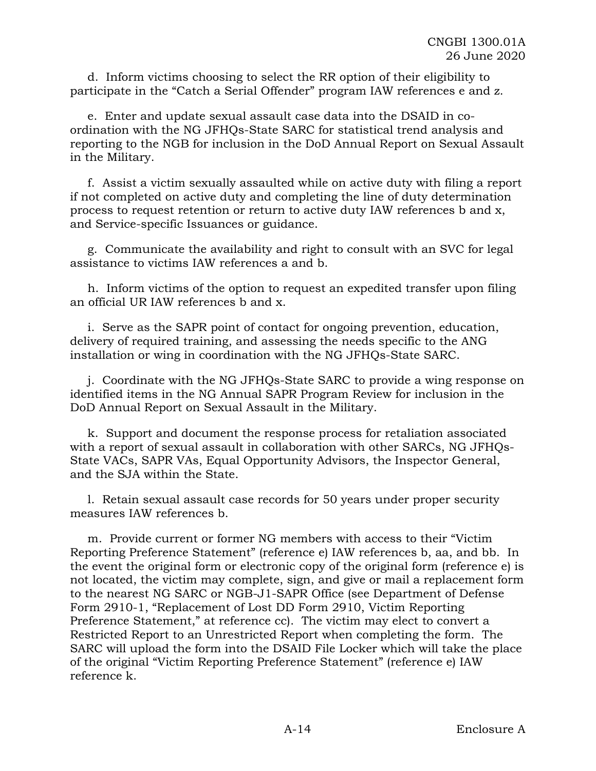d. Inform victims choosing to select the RR option of their eligibility to participate in the “Catch a Serial Offender” program IAW references e and z.

e. Enter and update sexual assault case data into the DSAID in co-ordination with the NG JFHQs-State SARC for statistical trend analysis and reporting to the NGB for inclusion in the DoD Annual Report on Sexual Assault in the Military.

f. Assist a victim sexually assaulted while on active duty with filing a report if not completed on active duty and completing the line of duty determination process to request retention or return to active duty IAW references b and x, and Service-specific Issuances or guidance.

g. Communicate the availability and right to consult with an SVC for legal assistance to victims IAW references a and b.

h. Inform victims of the option to request an expedited transfer upon filing an official UR IAW references b and x.

i. Serve as the SAPR point of contact for ongoing prevention, education, delivery of required training, and assessing the needs specific to the ANG installation or wing in coordination with the NG JFHQs-State SARC.

j. Coordinate with the NG JFHQs-State SARC to provide a wing response on identified items in the NG Annual SAPR Program Review for inclusion in the DoD Annual Report on Sexual Assault in the Military.

k. Support and document the response process for retaliation associated with a report of sexual assault in collaboration with other SARCs, NG JFHQs-State VACs, SAPR VAs, Equal Opportunity Advisors, the Inspector General, and the SJA within the State.

l. Retain sexual assault case records for 50 years under proper security measures IAW references b.

m. Provide current or former NG members with access to their “Victim Reporting Preference Statement” (reference e) IAW references b, aa, and bb. In the event the original form or electronic copy of the original form (reference e) is not located, the victim may complete, sign, and give or mail a replacement form to the nearest NG SARC or NGB-J1-SAPR Office (see Department of Defense Form 2910-1, “Replacement of Lost DD Form 2910, Victim Reporting Preference Statement,” at reference cc). The victim may elect to convert a Restricted Report to an Unrestricted Report when completing the form. The SARC will upload the form into the DSAID File Locker which will take the place of the original “Victim Reporting Preference Statement” (reference e) IAW reference k.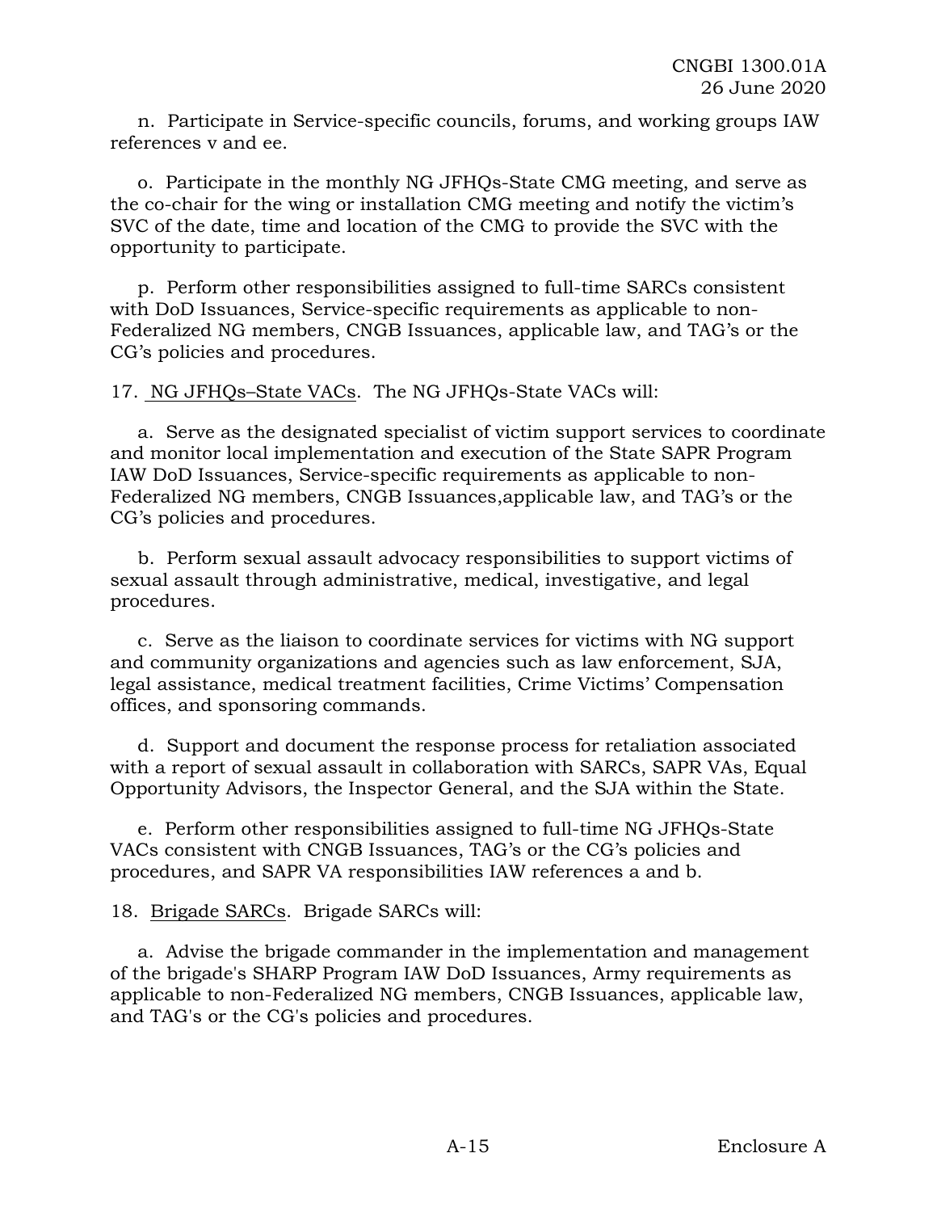n. Participate in Service-specific councils, forums, and working groups IAW references v and ee.

o. Participate in the monthly NG JFHQs-State CMG meeting, and serve as the co-chair for the wing or installation CMG meeting and notify the victim's SVC of the date, time and location of the CMG to provide the SVC with the opportunity to participate.

p. Perform other responsibilities assigned to full-time SARCs consistent with DoD Issuances, Service-specific requirements as applicable to non-Federalized NG members, CNGB Issuances, applicable law, and TAG's or the CG's policies and procedures.

17. NG JFHQs–State VACs. The NG JFHQs-State VACs will:

a. Serve as the designated specialist of victim support services to coordinate and monitor local implementation and execution of the State SAPR Program IAW DoD Issuances, Service-specific requirements as applicable to non-Federalized NG members, CNGB Issuances,applicable law, and TAG's or the CG's policies and procedures.

b. Perform sexual assault advocacy responsibilities to support victims of sexual assault through administrative, medical, investigative, and legal procedures.

c. Serve as the liaison to coordinate services for victims with NG support and community organizations and agencies such as law enforcement, SJA, legal assistance, medical treatment facilities, Crime Victims' Compensation offices, and sponsoring commands.

d. Support and document the response process for retaliation associated with a report of sexual assault in collaboration with SARCs, SAPR VAs, Equal Opportunity Advisors, the Inspector General, and the SJA within the State.

e. Perform other responsibilities assigned to full-time NG JFHQs-State VACs consistent with CNGB Issuances, TAG's or the CG's policies and procedures, and SAPR VA responsibilities IAW references a and b.

18. Brigade SARCs. Brigade SARCs will:

a. Advise the brigade commander in the implementation and management of the brigade's SHARP Program IAW DoD Issuances, Army requirements as applicable to non-Federalized NG members, CNGB Issuances, applicable law, and TAG's or the CG's policies and procedures.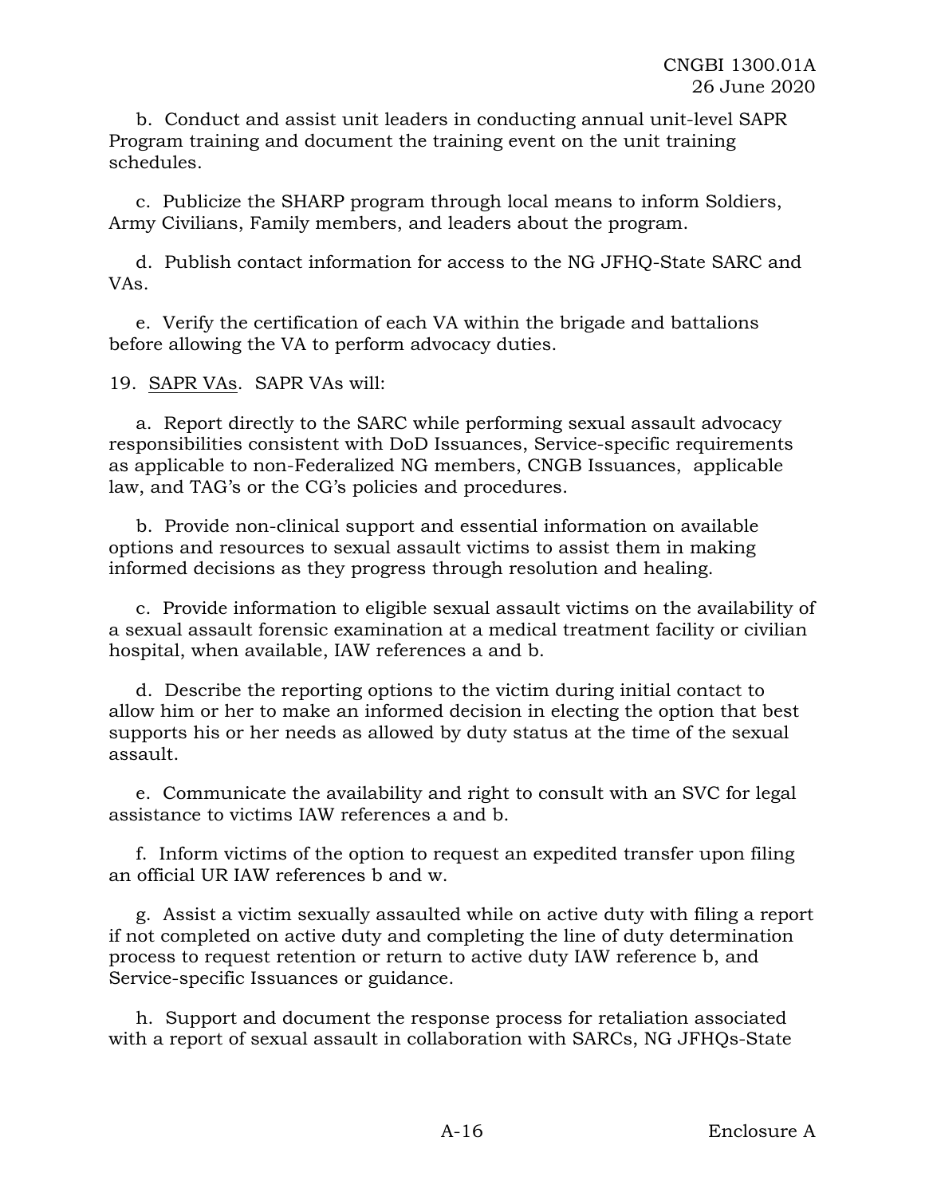b. Conduct and assist unit leaders in conducting annual unit-level SAPR Program training and document the training event on the unit training schedules.

c. Publicize the SHARP program through local means to inform Soldiers, Army Civilians, Family members, and leaders about the program.

d. Publish contact information for access to the NG JFHQ-State SARC and VAs.

e. Verify the certification of each VA within the brigade and battalions before allowing the VA to perform advocacy duties.

19. SAPR VAs. SAPR VAs will:

a. Report directly to the SARC while performing sexual assault advocacy responsibilities consistent with DoD Issuances, Service-specific requirements as applicable to non-Federalized NG members, CNGB Issuances, applicable law, and TAG's or the CG's policies and procedures.

b. Provide non-clinical support and essential information on available options and resources to sexual assault victims to assist them in making informed decisions as they progress through resolution and healing.

c. Provide information to eligible sexual assault victims on the availability of a sexual assault forensic examination at a medical treatment facility or civilian hospital, when available, IAW references a and b.

d. Describe the reporting options to the victim during initial contact to allow him or her to make an informed decision in electing the option that best supports his or her needs as allowed by duty status at the time of the sexual assault.

e. Communicate the availability and right to consult with an SVC for legal assistance to victims IAW references a and b.

f. Inform victims of the option to request an expedited transfer upon filing an official UR IAW references b and w.

g. Assist a victim sexually assaulted while on active duty with filing a report if not completed on active duty and completing the line of duty determination process to request retention or return to active duty IAW reference b, and Service-specific Issuances or guidance.

h. Support and document the response process for retaliation associated with a report of sexual assault in collaboration with SARCs, NG JFHQs-State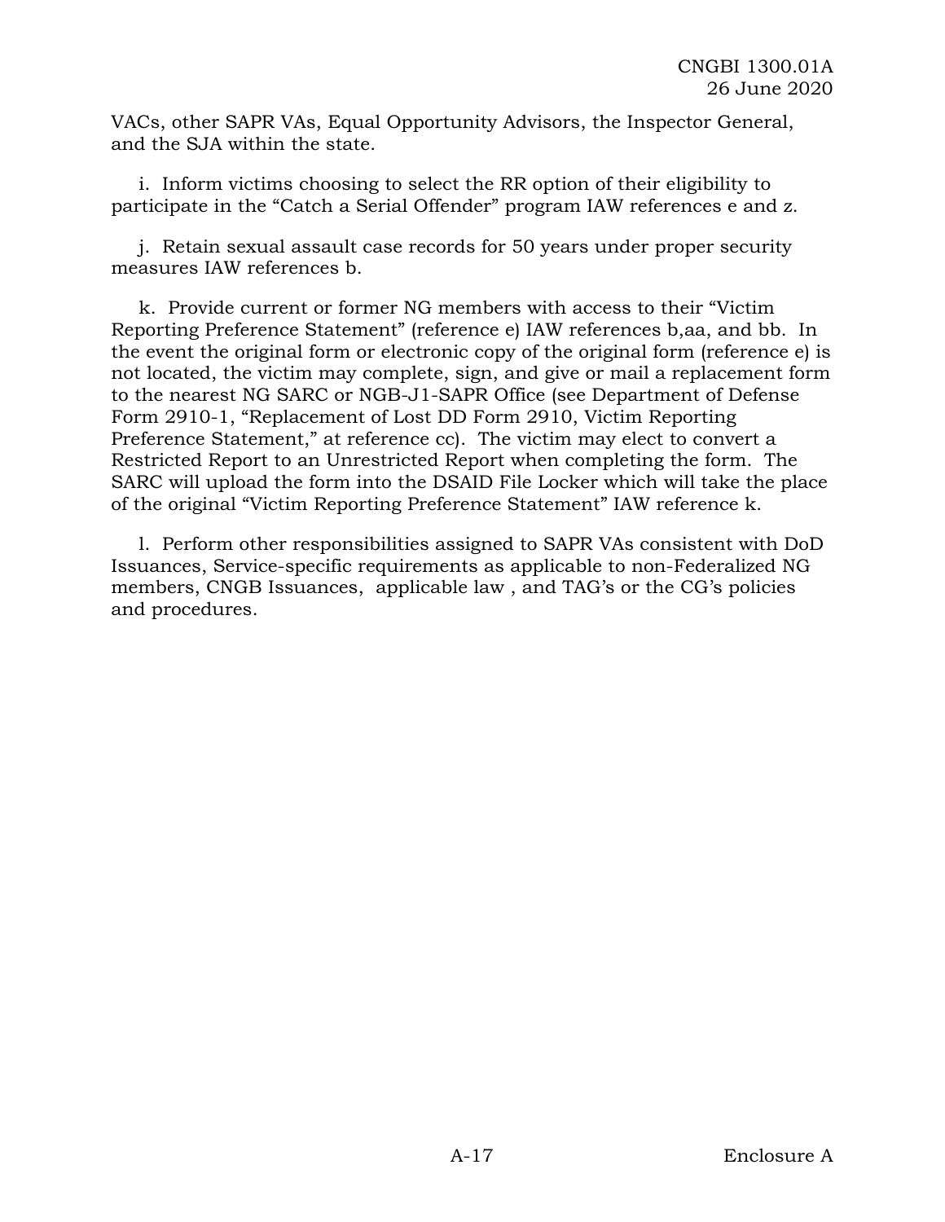VACs, other SAPR VAs, Equal Opportunity Advisors, the Inspector General, and the SJA within the state.

i. Inform victims choosing to select the RR option of their eligibility to participate in the "Catch a Serial Offender" program IAW references e and z.

j. Retain sexual assault case records for 50 years under proper security measures IAW references b.

k. Provide current or former NG members with access to their "Victim Reporting Preference Statement" (reference e) IAW references b,aa, and bb. In the event the original form or electronic copy of the original form (reference e) is not located, the victim may complete, sign, and give or mail a replacement form to the nearest NG SARC or NGB-J1-SAPR Office (see Department of Defense Form 2910-1, "Replacement of Lost DD Form 2910, Victim Reporting Preference Statement," at reference cc). The victim may elect to convert a Restricted Report to an Unrestricted Report when completing the form. The SARC will upload the form into the DSAID File Locker which will take the place of the original "Victim Reporting Preference Statement" IAW reference k.

l. Perform other responsibilities assigned to SAPR VAs consistent with DoD Issuances, Service-specific requirements as applicable to non-Federalized NG members, CNGB Issuances, applicable law , and TAG's or the CG's policies and procedures.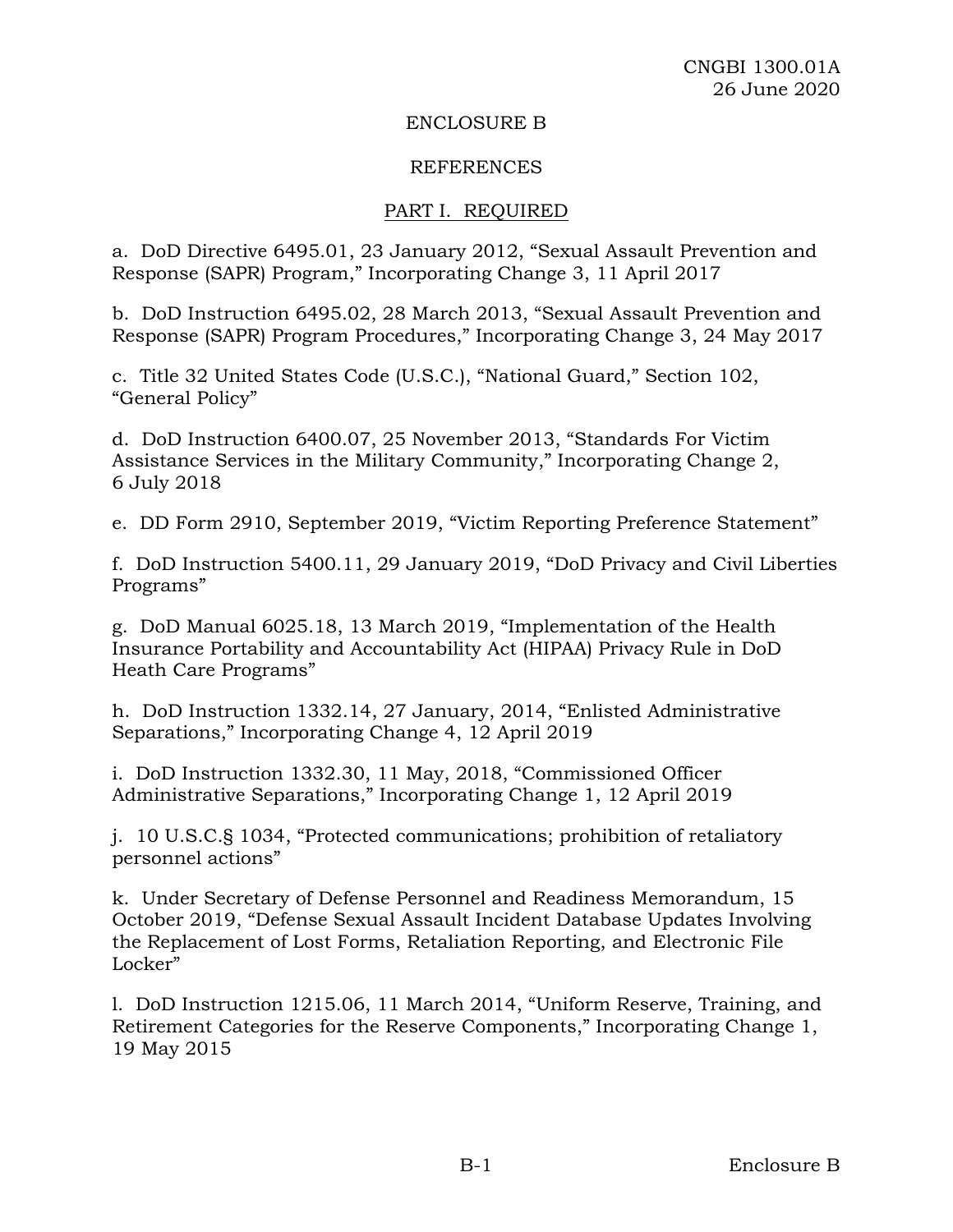ENCLOSURE B

REFERENCES

PART I. REQUIRED

a. DoD Directive 6495.01, 23 January 2012, “Sexual Assault Prevention and Response (SAPR) Program,” Incorporating Change 3, 11 April 2017

b. DoD Instruction 6495.02, 28 March 2013, “Sexual Assault Prevention and Response (SAPR) Program Procedures,” Incorporating Change 3, 24 May 2017

c. Title 32 United States Code (U.S.C.), “National Guard,” Section 102, “General Policy”

d. DoD Instruction 6400.07, 25 November 2013, “Standards For Victim Assistance Services in the Military Community,” Incorporating Change 2, 6 July 2018

e. DD Form 2910, September 2019, “Victim Reporting Preference Statement”

f. DoD Instruction 5400.11, 29 January 2019, “DoD Privacy and Civil Liberties Programs”

g. DoD Manual 6025.18, 13 March 2019, “Implementation of the Health Insurance Portability and Accountability Act (HIPAA) Privacy Rule in DoD Heath Care Programs”

h. DoD Instruction 1332.14, 27 January, 2014, “Enlisted Administrative Separations,” Incorporating Change 4, 12 April 2019

i. DoD Instruction 1332.30, 11 May, 2018, “Commissioned Officer Administrative Separations,” Incorporating Change 1, 12 April 2019

j. 10 U.S.C.§ 1034, “Protected communications; prohibition of retaliatory personnel actions”

k. Under Secretary of Defense Personnel and Readiness Memorandum, 15 October 2019, “Defense Sexual Assault Incident Database Updates Involving the Replacement of Lost Forms, Retaliation Reporting, and Electronic File Locker”

l. DoD Instruction 1215.06, 11 March 2014, “Uniform Reserve, Training, and Retirement Categories for the Reserve Components,” Incorporating Change 1, 19 May 2015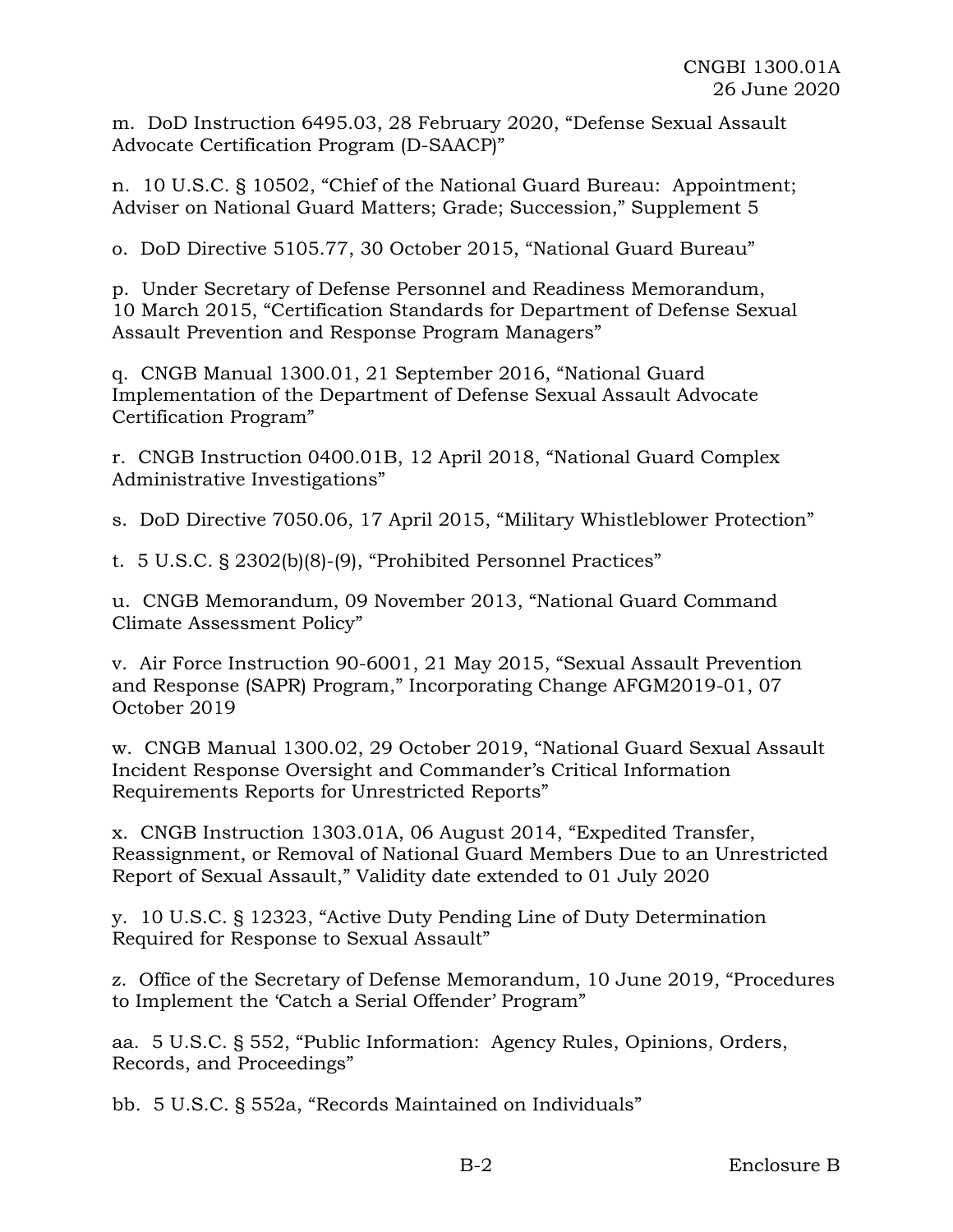m. DoD Instruction 6495.03, 28 February 2020, "Defense Sexual Assault Advocate Certification Program (D-SAACP)"

n. 10 U.S.C. § 10502, "Chief of the National Guard Bureau: Appointment; Adviser on National Guard Matters; Grade; Succession," Supplement 5

o. DoD Directive 5105.77, 30 October 2015, "National Guard Bureau"

p. Under Secretary of Defense Personnel and Readiness Memorandum, 10 March 2015, "Certification Standards for Department of Defense Sexual Assault Prevention and Response Program Managers"

q. CNGB Manual 1300.01, 21 September 2016, "National Guard Implementation of the Department of Defense Sexual Assault Advocate Certification Program"

r. CNGB Instruction 0400.01B, 12 April 2018, "National Guard Complex Administrative Investigations"

s. DoD Directive 7050.06, 17 April 2015, "Military Whistleblower Protection"

t. 5 U.S.C. § 2302(b)(8)-(9), "Prohibited Personnel Practices"

u. CNGB Memorandum, 09 November 2013, "National Guard Command Climate Assessment Policy"

v. Air Force Instruction 90-6001, 21 May 2015, "Sexual Assault Prevention and Response (SAPR) Program," Incorporating Change AFGM2019-01, 07 October 2019

w. CNGB Manual 1300.02, 29 October 2019, "National Guard Sexual Assault Incident Response Oversight and Commander's Critical Information Requirements Reports for Unrestricted Reports"

x. CNGB Instruction 1303.01A, 06 August 2014, "Expedited Transfer, Reassignment, or Removal of National Guard Members Due to an Unrestricted Report of Sexual Assault," Validity date extended to 01 July 2020

y. 10 U.S.C. § 12323, "Active Duty Pending Line of Duty Determination Required for Response to Sexual Assault"

z. Office of the Secretary of Defense Memorandum, 10 June 2019, "Procedures to Implement the 'Catch a Serial Offender' Program"

aa. 5 U.S.C. § 552, "Public Information: Agency Rules, Opinions, Orders, Records, and Proceedings"

bb. 5 U.S.C. § 552a, "Records Maintained on Individuals"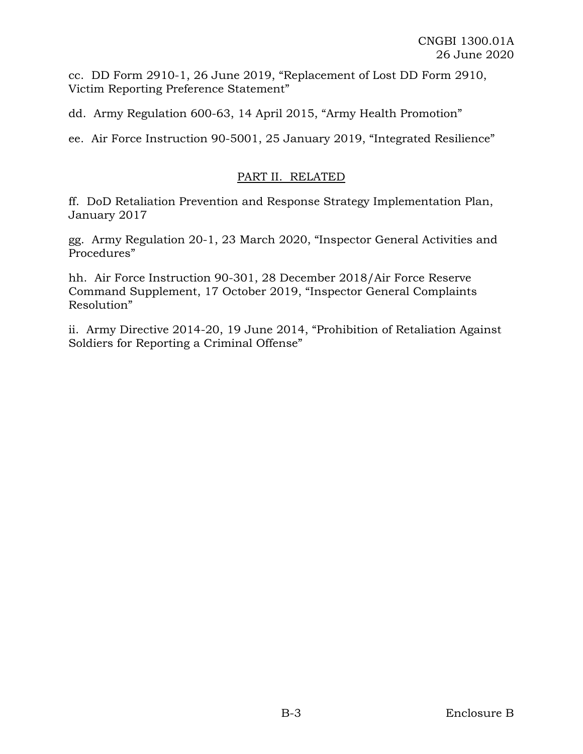cc. DD Form 2910-1, 26 June 2019, "Replacement of Lost DD Form 2910, Victim Reporting Preference Statement"

dd. Army Regulation 600-63, 14 April 2015, "Army Health Promotion"

ee. Air Force Instruction 90-5001, 25 January 2019, "Integrated Resilience"

## PART II. RELATED

ff. DoD Retaliation Prevention and Response Strategy Implementation Plan, January 2017

gg. Army Regulation 20-1, 23 March 2020, "Inspector General Activities and Procedures"

hh. Air Force Instruction 90-301, 28 December 2018/Air Force Reserve Command Supplement, 17 October 2019, "Inspector General Complaints Resolution"

ii. Army Directive 2014-20, 19 June 2014, "Prohibition of Retaliation Against Soldiers for Reporting a Criminal Offense"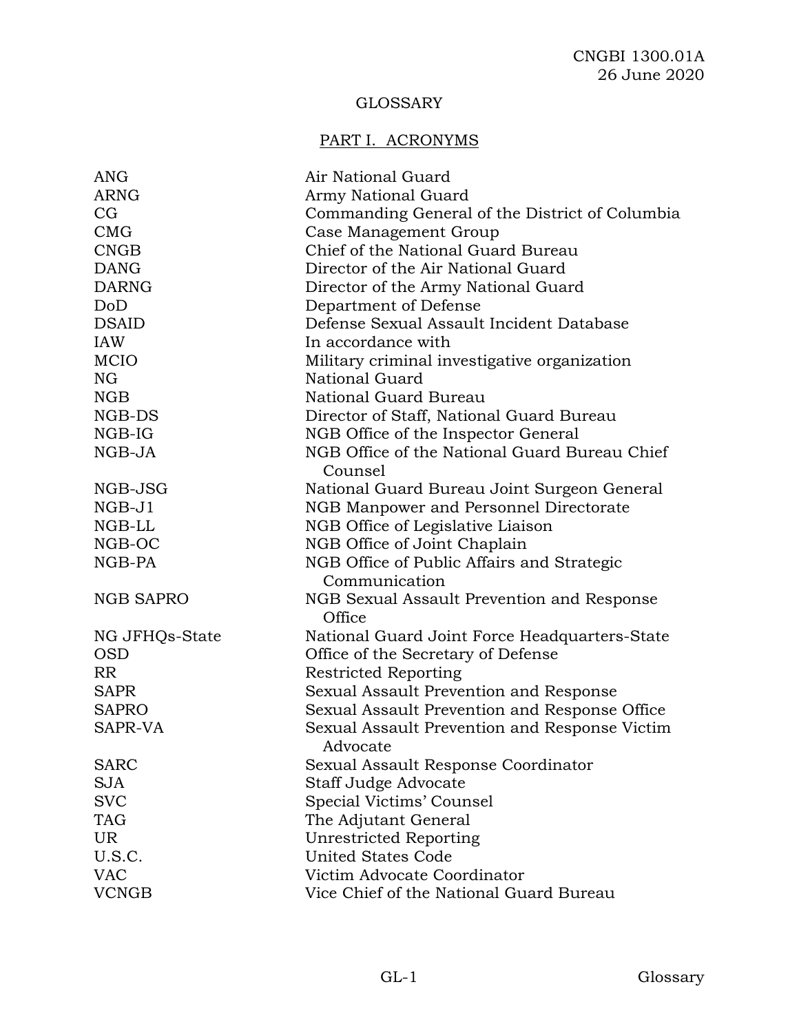# GLOSSARY

## PART I. ACRONYMS

| | |
|---|---|
| ANG | Air National Guard |
| ARNG | Army National Guard |
| CG | Commanding General of the District of Columbia |
| CMG | Case Management Group |
| CNGB | Chief of the National Guard Bureau |
| DANG | Director of the Air National Guard |
| DARNG | Director of the Army National Guard |
| DoD | Department of Defense |
| DSAID | Defense Sexual Assault Incident Database |
| IAW | In accordance with |
| MCIO | Military criminal investigative organization |
| NG | National Guard |
| NGB | National Guard Bureau |
| NGB-DS | Director of Staff, National Guard Bureau |
| NGB-IG | NGB Office of the Inspector General |
| NGB-JA | NGB Office of the National Guard Bureau Chief Counsel |
| NGB-JSG | National Guard Bureau Joint Surgeon General |
| NGB-J1 | NGB Manpower and Personnel Directorate |
| NGB-LL | NGB Office of Legislative Liaison |
| NGB-OC | NGB Office of Joint Chaplain |
| NGB-PA | NGB Office of Public Affairs and Strategic Communication |
| NGB SAPRO | NGB Sexual Assault Prevention and Response Office |
| NG JFHQs-State | National Guard Joint Force Headquarters-State |
| OSD | Office of the Secretary of Defense |
| RR | Restricted Reporting |
| SAPR | Sexual Assault Prevention and Response |
| SAPRO | Sexual Assault Prevention and Response Office |
| SAPR-VA | Sexual Assault Prevention and Response Victim Advocate |
| SARC | Sexual Assault Response Coordinator |
| SJA | Staff Judge Advocate |
| SVC | Special Victims' Counsel |
| TAG | The Adjutant General |
| UR | Unrestricted Reporting |
| U.S.C. | United States Code |
| VAC | Victim Advocate Coordinator |
| VCNGB | Vice Chief of the National Guard Bureau |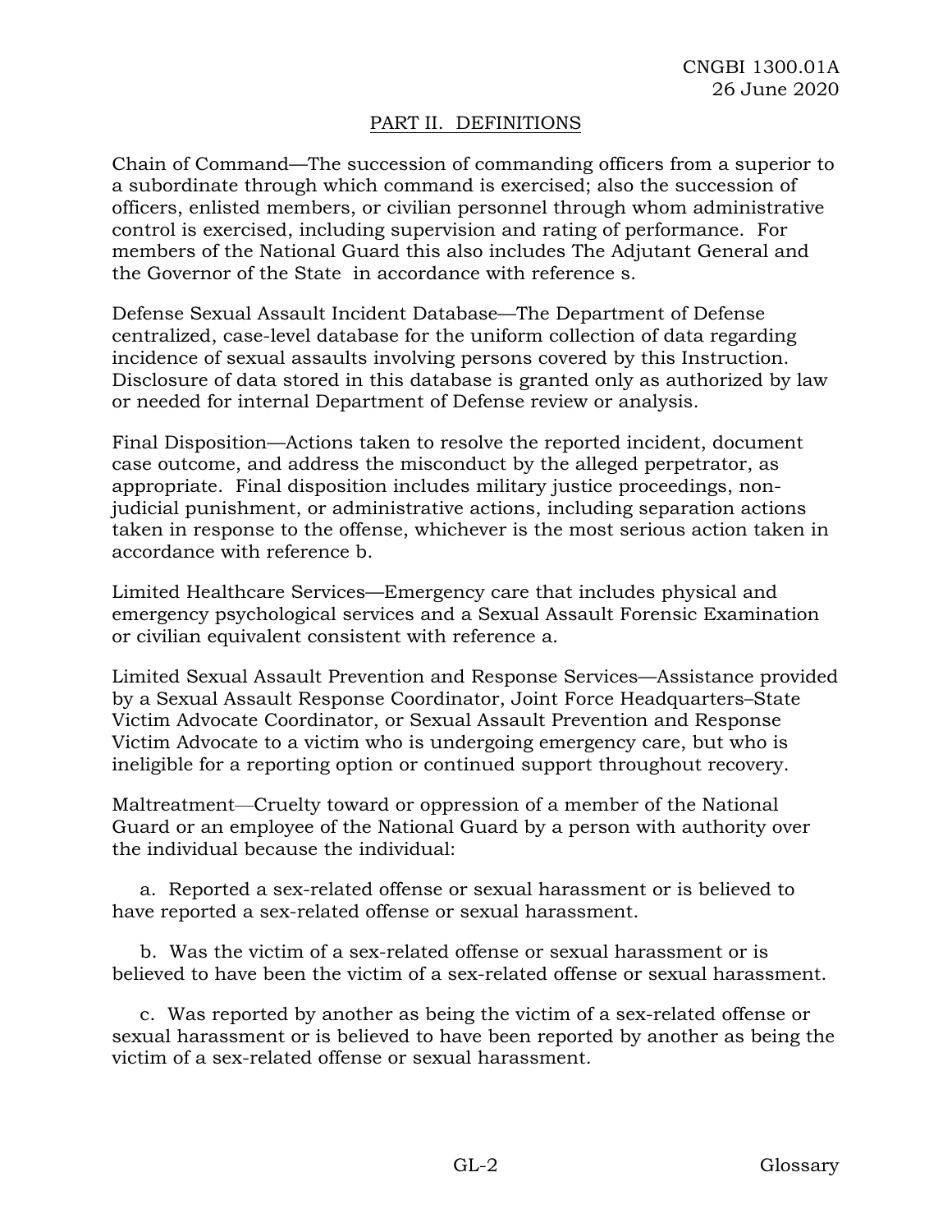## PART II. DEFINITIONS

Chain of Command—The succession of commanding officers from a superior to a subordinate through which command is exercised; also the succession of officers, enlisted members, or civilian personnel through whom administrative control is exercised, including supervision and rating of performance. For members of the National Guard this also includes The Adjutant General and the Governor of the State in accordance with reference s.

Defense Sexual Assault Incident Database—The Department of Defense centralized, case-level database for the uniform collection of data regarding incidence of sexual assaults involving persons covered by this Instruction. Disclosure of data stored in this database is granted only as authorized by law or needed for internal Department of Defense review or analysis.

Final Disposition—Actions taken to resolve the reported incident, document case outcome, and address the misconduct by the alleged perpetrator, as appropriate. Final disposition includes military justice proceedings, non-judicial punishment, or administrative actions, including separation actions taken in response to the offense, whichever is the most serious action taken in accordance with reference b.

Limited Healthcare Services—Emergency care that includes physical and emergency psychological services and a Sexual Assault Forensic Examination or civilian equivalent consistent with reference a.

Limited Sexual Assault Prevention and Response Services—Assistance provided by a Sexual Assault Response Coordinator, Joint Force Headquarters–State Victim Advocate Coordinator, or Sexual Assault Prevention and Response Victim Advocate to a victim who is undergoing emergency care, but who is ineligible for a reporting option or continued support throughout recovery.

Maltreatment—Cruelty toward or oppression of a member of the National Guard or an employee of the National Guard by a person with authority over the individual because the individual:

a. Reported a sex-related offense or sexual harassment or is believed to have reported a sex-related offense or sexual harassment.

b. Was the victim of a sex-related offense or sexual harassment or is believed to have been the victim of a sex-related offense or sexual harassment.

c. Was reported by another as being the victim of a sex-related offense or sexual harassment or is believed to have been reported by another as being the victim of a sex-related offense or sexual harassment.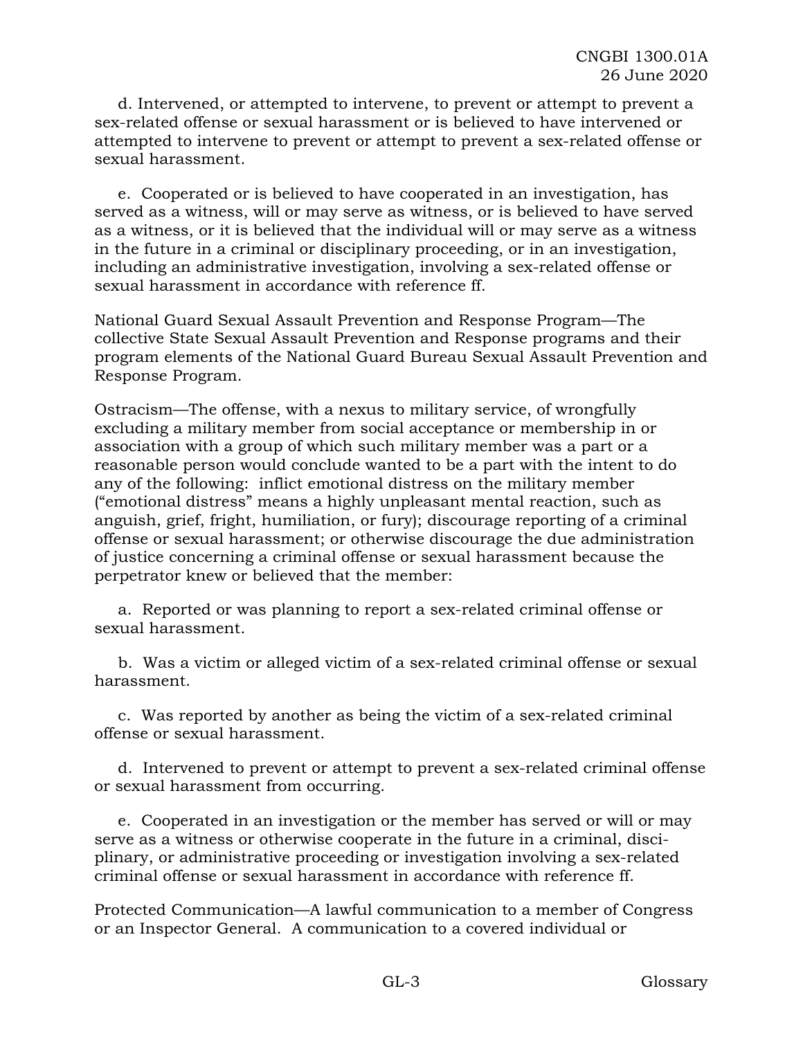d. Intervened, or attempted to intervene, to prevent or attempt to prevent a sex-related offense or sexual harassment or is believed to have intervened or attempted to intervene to prevent or attempt to prevent a sex-related offense or sexual harassment.

e. Cooperated or is believed to have cooperated in an investigation, has served as a witness, will or may serve as witness, or is believed to have served as a witness, or it is believed that the individual will or may serve as a witness in the future in a criminal or disciplinary proceeding, or in an investigation, including an administrative investigation, involving a sex-related offense or sexual harassment in accordance with reference ff.

National Guard Sexual Assault Prevention and Response Program—The collective State Sexual Assault Prevention and Response programs and their program elements of the National Guard Bureau Sexual Assault Prevention and Response Program.

Ostracism—The offense, with a nexus to military service, of wrongfully excluding a military member from social acceptance or membership in or association with a group of which such military member was a part or a reasonable person would conclude wanted to be a part with the intent to do any of the following: inflict emotional distress on the military member ("emotional distress" means a highly unpleasant mental reaction, such as anguish, grief, fright, humiliation, or fury); discourage reporting of a criminal offense or sexual harassment; or otherwise discourage the due administration of justice concerning a criminal offense or sexual harassment because the perpetrator knew or believed that the member:

a. Reported or was planning to report a sex-related criminal offense or sexual harassment.

b. Was a victim or alleged victim of a sex-related criminal offense or sexual harassment.

c. Was reported by another as being the victim of a sex-related criminal offense or sexual harassment.

d. Intervened to prevent or attempt to prevent a sex-related criminal offense or sexual harassment from occurring.

e. Cooperated in an investigation or the member has served or will or may serve as a witness or otherwise cooperate in the future in a criminal, disciplinary, or administrative proceeding or investigation involving a sex-related criminal offense or sexual harassment in accordance with reference ff.

Protected Communication—A lawful communication to a member of Congress or an Inspector General. A communication to a covered individual or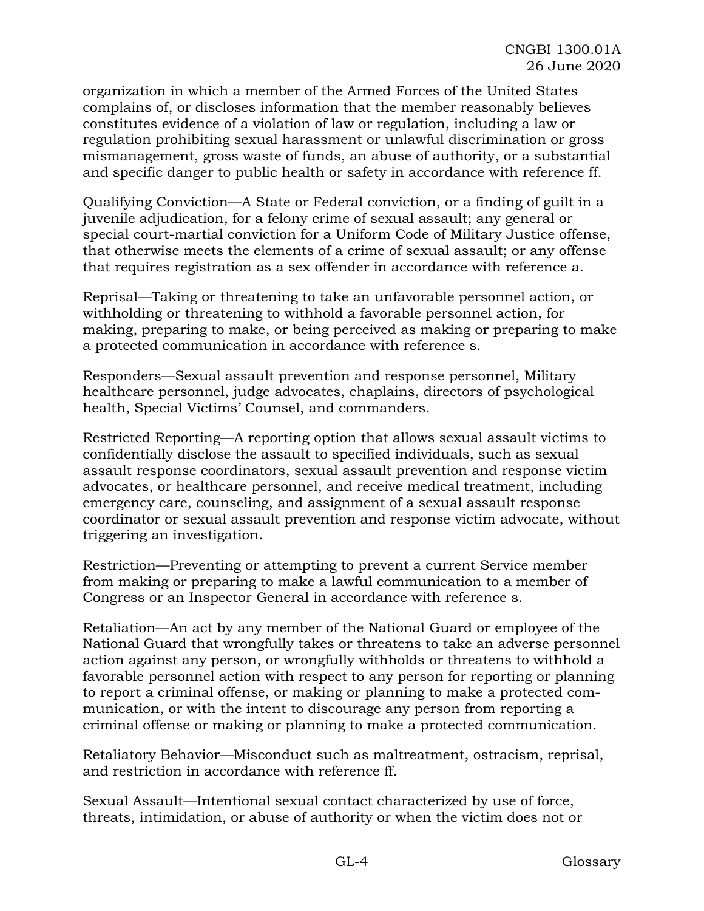organization in which a member of the Armed Forces of the United States complains of, or discloses information that the member reasonably believes constitutes evidence of a violation of law or regulation, including a law or regulation prohibiting sexual harassment or unlawful discrimination or gross mismanagement, gross waste of funds, an abuse of authority, or a substantial and specific danger to public health or safety in accordance with reference ff.

Qualifying Conviction—A State or Federal conviction, or a finding of guilt in a juvenile adjudication, for a felony crime of sexual assault; any general or special court-martial conviction for a Uniform Code of Military Justice offense, that otherwise meets the elements of a crime of sexual assault; or any offense that requires registration as a sex offender in accordance with reference a.

Reprisal—Taking or threatening to take an unfavorable personnel action, or withholding or threatening to withhold a favorable personnel action, for making, preparing to make, or being perceived as making or preparing to make a protected communication in accordance with reference s.

Responders—Sexual assault prevention and response personnel, Military healthcare personnel, judge advocates, chaplains, directors of psychological health, Special Victims' Counsel, and commanders.

Restricted Reporting—A reporting option that allows sexual assault victims to confidentially disclose the assault to specified individuals, such as sexual assault response coordinators, sexual assault prevention and response victim advocates, or healthcare personnel, and receive medical treatment, including emergency care, counseling, and assignment of a sexual assault response coordinator or sexual assault prevention and response victim advocate, without triggering an investigation.

Restriction—Preventing or attempting to prevent a current Service member from making or preparing to make a lawful communication to a member of Congress or an Inspector General in accordance with reference s.

Retaliation—An act by any member of the National Guard or employee of the National Guard that wrongfully takes or threatens to take an adverse personnel action against any person, or wrongfully withholds or threatens to withhold a favorable personnel action with respect to any person for reporting or planning to report a criminal offense, or making or planning to make a protected communication, or with the intent to discourage any person from reporting a criminal offense or making or planning to make a protected communication.

Retaliatory Behavior—Misconduct such as maltreatment, ostracism, reprisal, and restriction in accordance with reference ff.

Sexual Assault—Intentional sexual contact characterized by use of force, threats, intimidation, or abuse of authority or when the victim does not or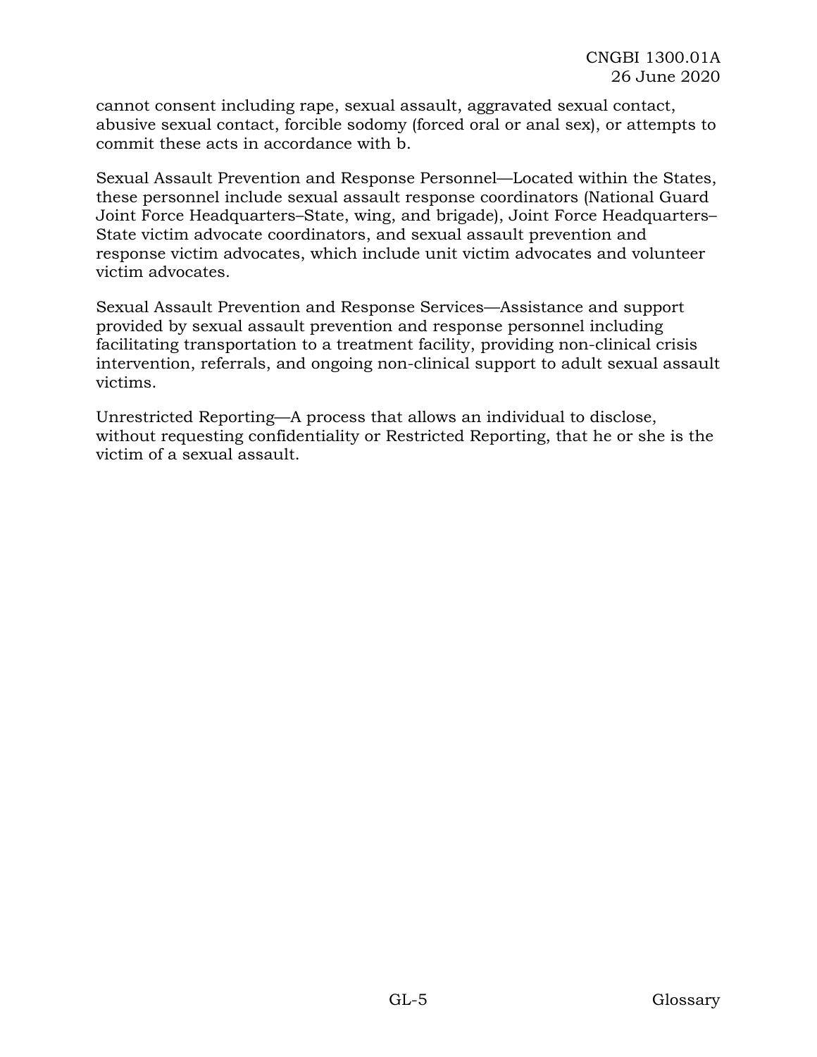cannot consent including rape, sexual assault, aggravated sexual contact, abusive sexual contact, forcible sodomy (forced oral or anal sex), or attempts to commit these acts in accordance with b.

Sexual Assault Prevention and Response Personnel—Located within the States, these personnel include sexual assault response coordinators (National Guard Joint Force Headquarters–State, wing, and brigade), Joint Force Headquarters–State victim advocate coordinators, and sexual assault prevention and response victim advocates, which include unit victim advocates and volunteer victim advocates.

Sexual Assault Prevention and Response Services—Assistance and support provided by sexual assault prevention and response personnel including facilitating transportation to a treatment facility, providing non-clinical crisis intervention, referrals, and ongoing non-clinical support to adult sexual assault victims.

Unrestricted Reporting—A process that allows an individual to disclose, without requesting confidentiality or Restricted Reporting, that he or she is the victim of a sexual assault.